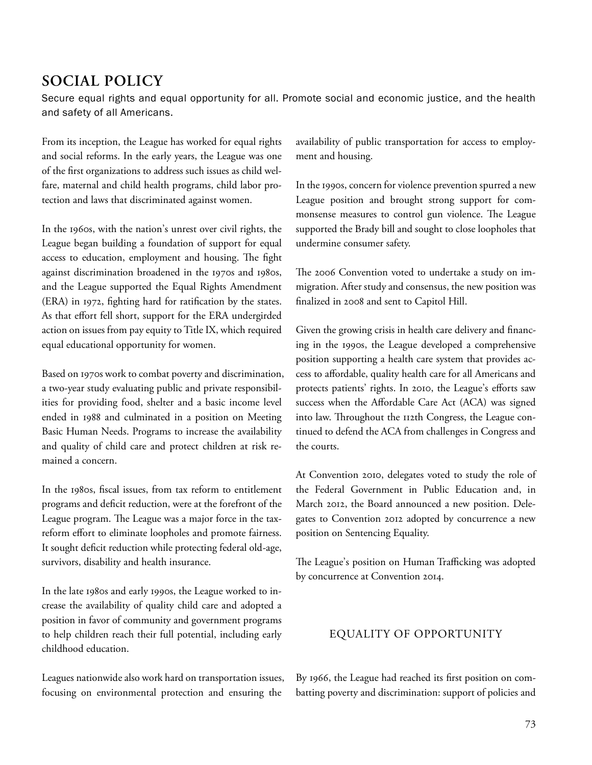# SOCIAL POLICY

Secure equal rights and equal opportunity for all. Promote social and economic justice, and the health and safety of all Americans.

From its inception, the League has worked for equal rights and social reforms. In the early years, the League was one of the first organizations to address such issues as child welfare, maternal and child health programs, child labor protection and laws that discriminated against women.

In the 1960s, with the nation's unrest over civil rights, the League began building a foundation of support for equal access to education, employment and housing. The fight against discrimination broadened in the 1970s and 1980s, and the League supported the Equal Rights Amendment (ERA) in 1972, fighting hard for ratification by the states. As that effort fell short, support for the ERA undergirded action on issues from pay equity to Title IX, which required equal educational opportunity for women.

Based on 1970s work to combat poverty and discrimination, a two-year study evaluating public and private responsibilities for providing food, shelter and a basic income level ended in 1988 and culminated in a position on Meeting Basic Human Needs. Programs to increase the availability and quality of child care and protect children at risk remained a concern.

In the 1980s, fiscal issues, from tax reform to entitlement programs and deficit reduction, were at the forefront of the League program. The League was a major force in the tax-reform effort to eliminate loopholes and promote fairness. It sought deficit reduction while protecting federal old-age, survivors, disability and health insurance.

In the late 1980s and early 1990s, the League worked to increase the availability of quality child care and adopted a position in favor of community and government programs to help children reach their full potential, including early childhood education.

Leagues nationwide also work hard on transportation issues, focusing on environmental protection and ensuring the availability of public transportation for access to employment and housing.

In the 1990s, concern for violence prevention spurred a new League position and brought strong support for commonsense measures to control gun violence. The League supported the Brady bill and sought to close loopholes that undermine consumer safety.

The 2006 Convention voted to undertake a study on immigration. After study and consensus, the new position was finalized in 2008 and sent to Capitol Hill.

Given the growing crisis in health care delivery and financing in the 1990s, the League developed a comprehensive position supporting a health care system that provides access to affordable, quality health care for all Americans and protects patients' rights. In 2010, the League's efforts saw success when the Affordable Care Act (ACA) was signed into law. Throughout the 112th Congress, the League continued to defend the ACA from challenges in Congress and the courts.

At Convention 2010, delegates voted to study the role of the Federal Government in Public Education and, in March 2012, the Board announced a new position. Delegates to Convention 2012 adopted by concurrence a new position on Sentencing Equality.

The League's position on Human Trafficking was adopted by concurrence at Convention 2014.

## EQUALITY OF OPPORTUNITY

By 1966, the League had reached its first position on combatting poverty and discrimination: support of policies and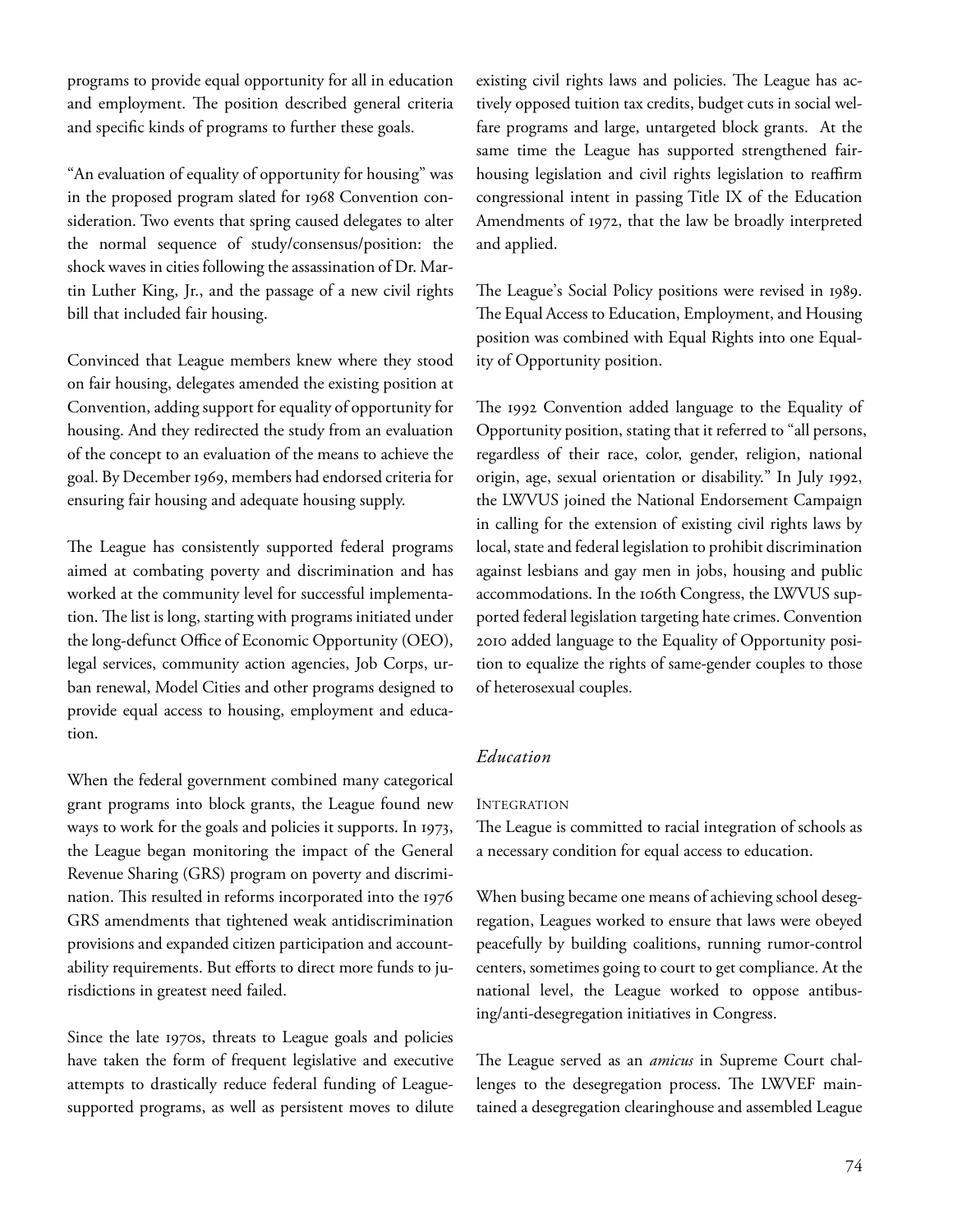programs to provide equal opportunity for all in education and employment. The position described general criteria and specific kinds of programs to further these goals.

"An evaluation of equality of opportunity for housing" was in the proposed program slated for 1968 Convention consideration. Two events that spring caused delegates to alter the normal sequence of study/consensus/position: the shock waves in cities following the assassination of Dr. Martin Luther King, Jr., and the passage of a new civil rights bill that included fair housing.

Convinced that League members knew where they stood on fair housing, delegates amended the existing position at Convention, adding support for equality of opportunity for housing. And they redirected the study from an evaluation of the concept to an evaluation of the means to achieve the goal. By December 1969, members had endorsed criteria for ensuring fair housing and adequate housing supply.

The League has consistently supported federal programs aimed at combating poverty and discrimination and has worked at the community level for successful implementation. The list is long, starting with programs initiated under the long-defunct Office of Economic Opportunity (OEO), legal services, community action agencies, Job Corps, urban renewal, Model Cities and other programs designed to provide equal access to housing, employment and education.

When the federal government combined many categorical grant programs into block grants, the League found new ways to work for the goals and policies it supports. In 1973, the League began monitoring the impact of the General Revenue Sharing (GRS) program on poverty and discrimination. This resulted in reforms incorporated into the 1976 GRS amendments that tightened weak antidiscrimination provisions and expanded citizen participation and accountability requirements. But efforts to direct more funds to jurisdictions in greatest need failed.

Since the late 1970s, threats to League goals and policies have taken the form of frequent legislative and executive attempts to drastically reduce federal funding of League-supported programs, as well as persistent moves to dilute existing civil rights laws and policies. The League has actively opposed tuition tax credits, budget cuts in social welfare programs and large, untargeted block grants. At the same time the League has supported strengthened fair-housing legislation and civil rights legislation to reaffirm congressional intent in passing Title IX of the Education Amendments of 1972, that the law be broadly interpreted and applied.

The League's Social Policy positions were revised in 1989. The Equal Access to Education, Employment, and Housing position was combined with Equal Rights into one Equality of Opportunity position.

The 1992 Convention added language to the Equality of Opportunity position, stating that it referred to "all persons, regardless of their race, color, gender, religion, national origin, age, sexual orientation or disability." In July 1992, the LWVUS joined the National Endorsement Campaign in calling for the extension of existing civil rights laws by local, state and federal legislation to prohibit discrimination against lesbians and gay men in jobs, housing and public accommodations. In the 106th Congress, the LWVUS supported federal legislation targeting hate crimes. Convention 2010 added language to the Equality of Opportunity position to equalize the rights of same-gender couples to those of heterosexual couples.

### *Education*

#### Integration

The League is committed to racial integration of schools as a necessary condition for equal access to education.

When busing became one means of achieving school desegregation, Leagues worked to ensure that laws were obeyed peacefully by building coalitions, running rumor-control centers, sometimes going to court to get compliance. At the national level, the League worked to oppose antibusing/anti-desegregation initiatives in Congress.

The League served as an *amicus* in Supreme Court challenges to the desegregation process. The LWVEF maintained a desegregation clearinghouse and assembled League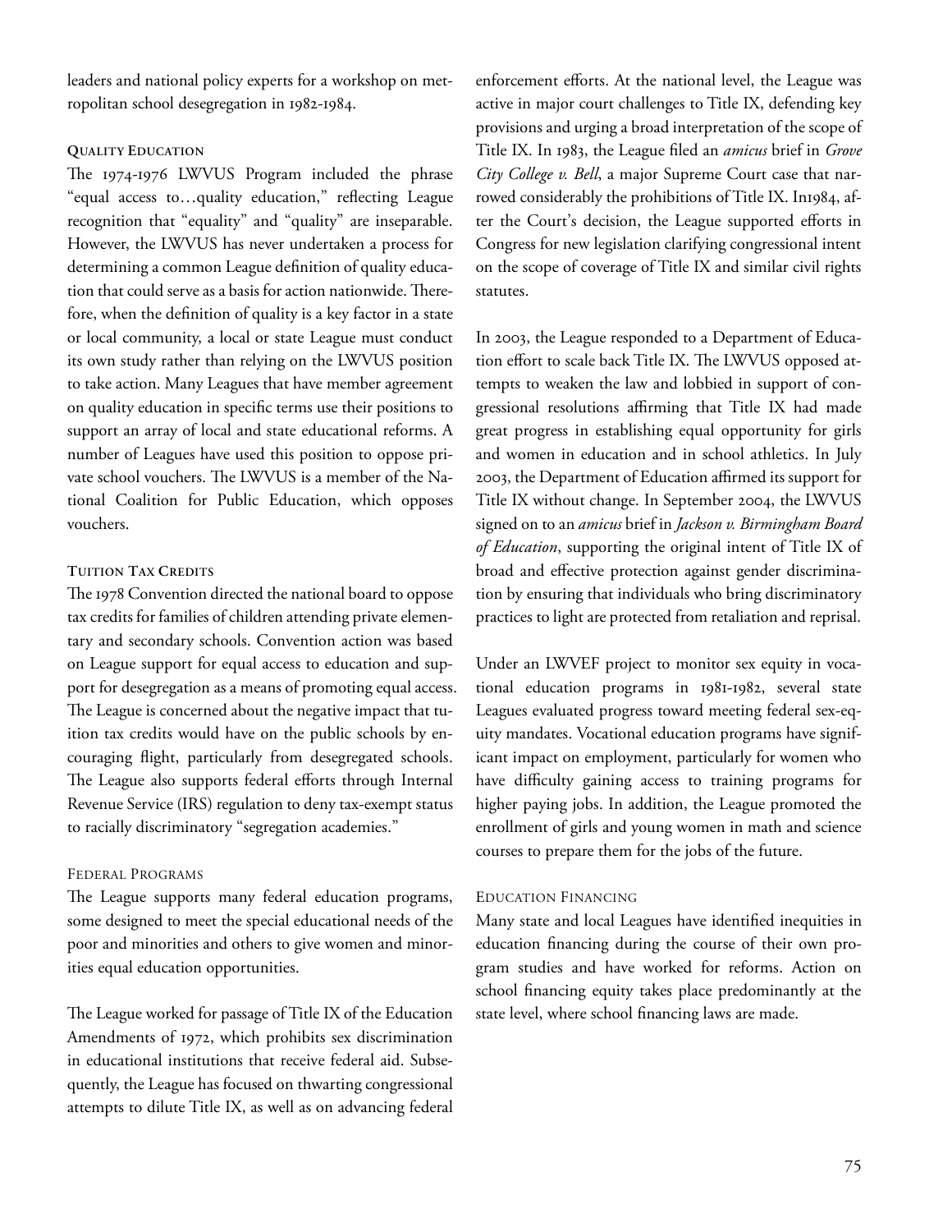leaders and national policy experts for a workshop on metropolitan school desegregation in 1982-1984.

### Quality Education

The 1974-1976 LWVUS Program included the phrase "equal access to…quality education," reflecting League recognition that "equality" and "quality" are inseparable. However, the LWVUS has never undertaken a process for determining a common League definition of quality education that could serve as a basis for action nationwide. Therefore, when the definition of quality is a key factor in a state or local community, a local or state League must conduct its own study rather than relying on the LWVUS position to take action. Many Leagues that have member agreement on quality education in specific terms use their positions to support an array of local and state educational reforms. A number of Leagues have used this position to oppose private school vouchers. The LWVUS is a member of the National Coalition for Public Education, which opposes vouchers.

### Tuition Tax Credits

The 1978 Convention directed the national board to oppose tax credits for families of children attending private elementary and secondary schools. Convention action was based on League support for equal access to education and support for desegregation as a means of promoting equal access. The League is concerned about the negative impact that tuition tax credits would have on the public schools by encouraging flight, particularly from desegregated schools. The League also supports federal efforts through Internal Revenue Service (IRS) regulation to deny tax-exempt status to racially discriminatory "segregation academies."

### Federal Programs

The League supports many federal education programs, some designed to meet the special educational needs of the poor and minorities and others to give women and minorities equal education opportunities.

The League worked for passage of Title IX of the Education Amendments of 1972, which prohibits sex discrimination in educational institutions that receive federal aid. Subsequently, the League has focused on thwarting congressional attempts to dilute Title IX, as well as on advancing federal enforcement efforts. At the national level, the League was active in major court challenges to Title IX, defending key provisions and urging a broad interpretation of the scope of Title IX. In 1983, the League filed an *amicus* brief in *Grove City College v. Bell*, a major Supreme Court case that narrowed considerably the prohibitions of Title IX. In1984, after the Court's decision, the League supported efforts in Congress for new legislation clarifying congressional intent on the scope of coverage of Title IX and similar civil rights statutes.

In 2003, the League responded to a Department of Education effort to scale back Title IX. The LWVUS opposed attempts to weaken the law and lobbied in support of congressional resolutions affirming that Title IX had made great progress in establishing equal opportunity for girls and women in education and in school athletics. In July 2003, the Department of Education affirmed its support for Title IX without change. In September 2004, the LWVUS signed on to an *amicus* brief in *Jackson v. Birmingham Board of Education*, supporting the original intent of Title IX of broad and effective protection against gender discrimination by ensuring that individuals who bring discriminatory practices to light are protected from retaliation and reprisal.

Under an LWVEF project to monitor sex equity in vocational education programs in 1981-1982, several state Leagues evaluated progress toward meeting federal sex-equity mandates. Vocational education programs have significant impact on employment, particularly for women who have difficulty gaining access to training programs for higher paying jobs. In addition, the League promoted the enrollment of girls and young women in math and science courses to prepare them for the jobs of the future.

### Education Financing

Many state and local Leagues have identified inequities in education financing during the course of their own program studies and have worked for reforms. Action on school financing equity takes place predominantly at the state level, where school financing laws are made.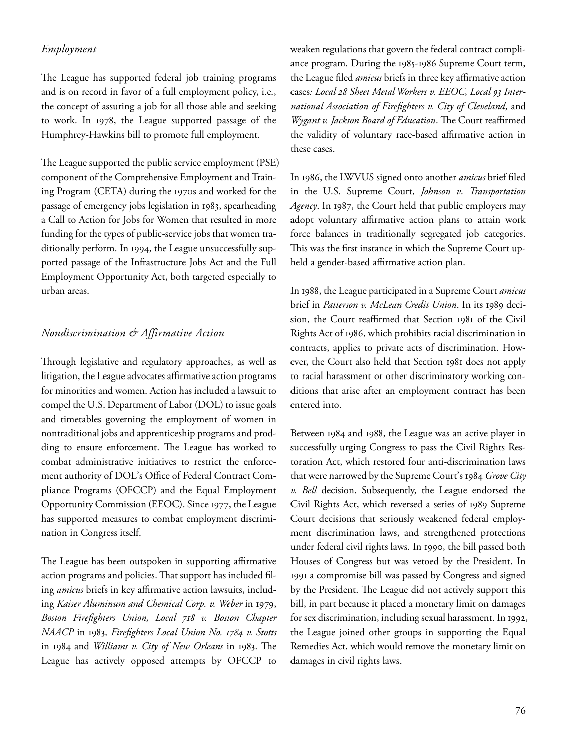### *Employment*

The League has supported federal job training programs and is on record in favor of a full employment policy, i.e., the concept of assuring a job for all those able and seeking to work. In 1978, the League supported passage of the Humphrey-Hawkins bill to promote full employment.

The League supported the public service employment (PSE) component of the Comprehensive Employment and Training Program (CETA) during the 1970s and worked for the passage of emergency jobs legislation in 1983, spearheading a Call to Action for Jobs for Women that resulted in more funding for the types of public-service jobs that women traditionally perform. In 1994, the League unsuccessfully supported passage of the Infrastructure Jobs Act and the Full Employment Opportunity Act, both targeted especially to urban areas.

### *Nondiscrimination & Affirmative Action*

Through legislative and regulatory approaches, as well as litigation, the League advocates affirmative action programs for minorities and women. Action has included a lawsuit to compel the U.S. Department of Labor (DOL) to issue goals and timetables governing the employment of women in nontraditional jobs and apprenticeship programs and prodding to ensure enforcement. The League has worked to combat administrative initiatives to restrict the enforcement authority of DOL's Office of Federal Contract Compliance Programs (OFCCP) and the Equal Employment Opportunity Commission (EEOC). Since 1977, the League has supported measures to combat employment discrimination in Congress itself.

The League has been outspoken in supporting affirmative action programs and policies. That support has included filing *amicus* briefs in key affirmative action lawsuits, including *Kaiser Aluminum and Chemical Corp. v. Weber* in 1979, *Boston Firefighters Union, Local 718 v. Boston Chapter NAACP* in 1983*, Firefighters Local Union No. 1784 v. Stotts* in 1984 and *Williams v. City of New Orleans* in 1983. The League has actively opposed attempts by OFCCP to weaken regulations that govern the federal contract compliance program. During the 1985-1986 Supreme Court term, the League filed *amicus* briefs in three key affirmative action cases*: Local 28 Sheet Metal Workers v. EEOC*, *Local 93 International Association of Firefighters v. City of Cleveland*, and *Wygant v. Jackson Board of Education*. The Court reaffirmed the validity of voluntary race-based affirmative action in these cases.

In 1986, the LWVUS signed onto another *amicus* brief filed in the U.S. Supreme Court, *Johnson v. Transportation Agency*. In 1987, the Court held that public employers may adopt voluntary affirmative action plans to attain work force balances in traditionally segregated job categories. This was the first instance in which the Supreme Court upheld a gender-based affirmative action plan.

In 1988, the League participated in a Supreme Court *amicus* brief in *Patterson v. McLean Credit Union*. In its 1989 decision, the Court reaffirmed that Section 1981 of the Civil Rights Act of 1986, which prohibits racial discrimination in contracts, applies to private acts of discrimination. However, the Court also held that Section 1981 does not apply to racial harassment or other discriminatory working conditions that arise after an employment contract has been entered into.

Between 1984 and 1988, the League was an active player in successfully urging Congress to pass the Civil Rights Restoration Act, which restored four anti-discrimination laws that were narrowed by the Supreme Court's 1984 *Grove City v. Bell* decision. Subsequently, the League endorsed the Civil Rights Act, which reversed a series of 1989 Supreme Court decisions that seriously weakened federal employment discrimination laws, and strengthened protections under federal civil rights laws. In 1990, the bill passed both Houses of Congress but was vetoed by the President. In 1991 a compromise bill was passed by Congress and signed by the President. The League did not actively support this bill, in part because it placed a monetary limit on damages for sex discrimination, including sexual harassment. In 1992, the League joined other groups in supporting the Equal Remedies Act, which would remove the monetary limit on damages in civil rights laws.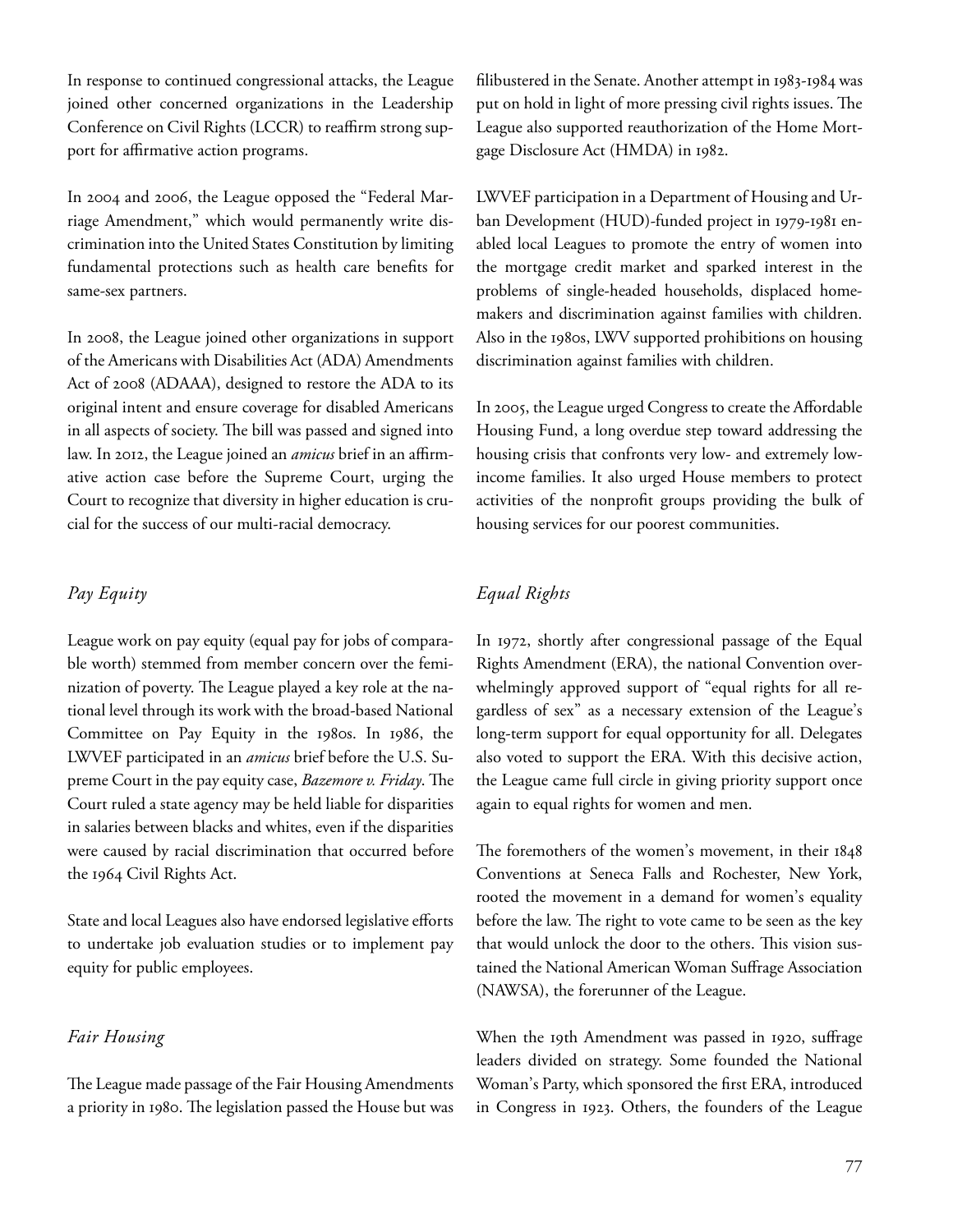In response to continued congressional attacks, the League joined other concerned organizations in the Leadership Conference on Civil Rights (LCCR) to reaffirm strong support for affirmative action programs.

In 2004 and 2006, the League opposed the "Federal Marriage Amendment," which would permanently write discrimination into the United States Constitution by limiting fundamental protections such as health care benefits for same-sex partners.

In 2008, the League joined other organizations in support of the Americans with Disabilities Act (ADA) Amendments Act of 2008 (ADAAA), designed to restore the ADA to its original intent and ensure coverage for disabled Americans in all aspects of society. The bill was passed and signed into law. In 2012, the League joined an *amicus* brief in an affirmative action case before the Supreme Court, urging the Court to recognize that diversity in higher education is crucial for the success of our multi-racial democracy.

### *Pay Equity*

League work on pay equity (equal pay for jobs of comparable worth) stemmed from member concern over the feminization of poverty. The League played a key role at the national level through its work with the broad-based National Committee on Pay Equity in the 1980s. In 1986, the LWVEF participated in an *amicus* brief before the U.S. Supreme Court in the pay equity case, *Bazemore v. Friday*. The Court ruled a state agency may be held liable for disparities in salaries between blacks and whites, even if the disparities were caused by racial discrimination that occurred before the 1964 Civil Rights Act.

State and local Leagues also have endorsed legislative efforts to undertake job evaluation studies or to implement pay equity for public employees.

### *Fair Housing*

The League made passage of the Fair Housing Amendments a priority in 1980. The legislation passed the House but was filibustered in the Senate. Another attempt in 1983-1984 was put on hold in light of more pressing civil rights issues. The League also supported reauthorization of the Home Mortgage Disclosure Act (HMDA) in 1982.

LWVEF participation in a Department of Housing and Urban Development (HUD)-funded project in 1979-1981 enabled local Leagues to promote the entry of women into the mortgage credit market and sparked interest in the problems of single-headed households, displaced homemakers and discrimination against families with children. Also in the 1980s, LWV supported prohibitions on housing discrimination against families with children.

In 2005, the League urged Congress to create the Affordable Housing Fund, a long overdue step toward addressing the housing crisis that confronts very low- and extremely low-income families. It also urged House members to protect activities of the nonprofit groups providing the bulk of housing services for our poorest communities.

### *Equal Rights*

In 1972, shortly after congressional passage of the Equal Rights Amendment (ERA), the national Convention overwhelmingly approved support of "equal rights for all regardless of sex" as a necessary extension of the League's long-term support for equal opportunity for all. Delegates also voted to support the ERA. With this decisive action, the League came full circle in giving priority support once again to equal rights for women and men.

The foremothers of the women's movement, in their 1848 Conventions at Seneca Falls and Rochester, New York, rooted the movement in a demand for women's equality before the law. The right to vote came to be seen as the key that would unlock the door to the others. This vision sustained the National American Woman Suffrage Association (NAWSA), the forerunner of the League.

When the 19th Amendment was passed in 1920, suffrage leaders divided on strategy. Some founded the National Woman's Party, which sponsored the first ERA, introduced in Congress in 1923. Others, the founders of the League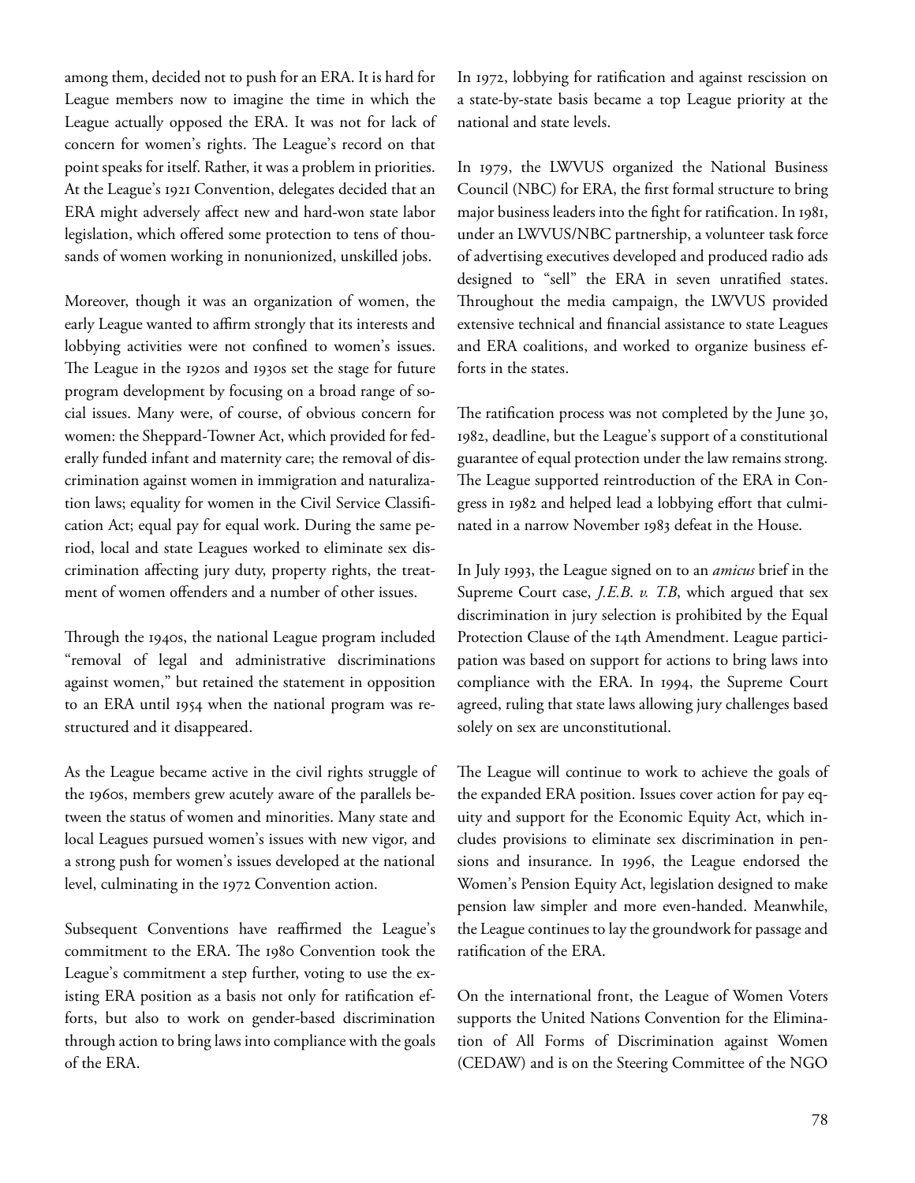among them, decided not to push for an ERA. It is hard for League members now to imagine the time in which the League actually opposed the ERA. It was not for lack of concern for women's rights. The League's record on that point speaks for itself. Rather, it was a problem in priorities. At the League's 1921 Convention, delegates decided that an ERA might adversely affect new and hard-won state labor legislation, which offered some protection to tens of thousands of women working in nonunionized, unskilled jobs.

Moreover, though it was an organization of women, the early League wanted to affirm strongly that its interests and lobbying activities were not confined to women's issues. The League in the 1920s and 1930s set the stage for future program development by focusing on a broad range of social issues. Many were, of course, of obvious concern for women: the Sheppard-Towner Act, which provided for federally funded infant and maternity care; the removal of discrimination against women in immigration and naturalization laws; equality for women in the Civil Service Classification Act; equal pay for equal work. During the same period, local and state Leagues worked to eliminate sex discrimination affecting jury duty, property rights, the treatment of women offenders and a number of other issues.

Through the 1940s, the national League program included "removal of legal and administrative discriminations against women," but retained the statement in opposition to an ERA until 1954 when the national program was restructured and it disappeared.

As the League became active in the civil rights struggle of the 1960s, members grew acutely aware of the parallels between the status of women and minorities. Many state and local Leagues pursued women's issues with new vigor, and a strong push for women's issues developed at the national level, culminating in the 1972 Convention action.

Subsequent Conventions have reaffirmed the League's commitment to the ERA. The 1980 Convention took the League's commitment a step further, voting to use the existing ERA position as a basis not only for ratification efforts, but also to work on gender-based discrimination through action to bring laws into compliance with the goals of the ERA.

In 1972, lobbying for ratification and against rescission on a state-by-state basis became a top League priority at the national and state levels.

In 1979, the LWVUS organized the National Business Council (NBC) for ERA, the first formal structure to bring major business leaders into the fight for ratification. In 1981, under an LWVUS/NBC partnership, a volunteer task force of advertising executives developed and produced radio ads designed to "sell" the ERA in seven unratified states. Throughout the media campaign, the LWVUS provided extensive technical and financial assistance to state Leagues and ERA coalitions, and worked to organize business efforts in the states.

The ratification process was not completed by the June 30, 1982, deadline, but the League's support of a constitutional guarantee of equal protection under the law remains strong. The League supported reintroduction of the ERA in Congress in 1982 and helped lead a lobbying effort that culminated in a narrow November 1983 defeat in the House.

In July 1993, the League signed on to an *amicus* brief in the Supreme Court case, *J.E.B. v. T.B*, which argued that sex discrimination in jury selection is prohibited by the Equal Protection Clause of the 14th Amendment. League participation was based on support for actions to bring laws into compliance with the ERA. In 1994, the Supreme Court agreed, ruling that state laws allowing jury challenges based solely on sex are unconstitutional.

The League will continue to work to achieve the goals of the expanded ERA position. Issues cover action for pay equity and support for the Economic Equity Act, which includes provisions to eliminate sex discrimination in pensions and insurance. In 1996, the League endorsed the Women's Pension Equity Act, legislation designed to make pension law simpler and more even-handed. Meanwhile, the League continues to lay the groundwork for passage and ratification of the ERA.

On the international front, the League of Women Voters supports the United Nations Convention for the Elimination of All Forms of Discrimination against Women (CEDAW) and is on the Steering Committee of the NGO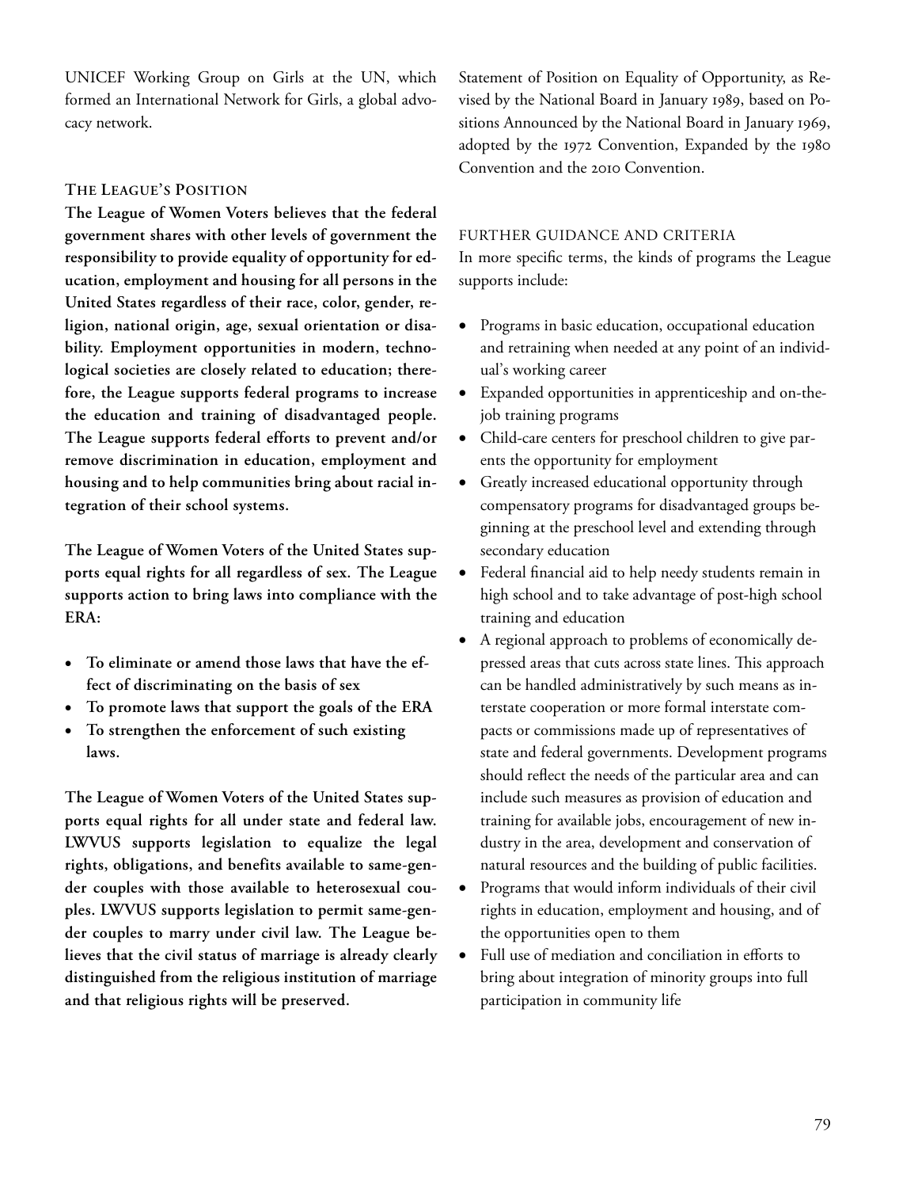UNICEF Working Group on Girls at the UN, which formed an International Network for Girls, a global advocacy network.

### The League's Position

**The League of Women Voters believes that the federal government shares with other levels of government the responsibility to provide equality of opportunity for education, employment and housing for all persons in the United States regardless of their race, color, gender, religion, national origin, age, sexual orientation or disability. Employment opportunities in modern, technological societies are closely related to education; therefore, the League supports federal programs to increase the education and training of disadvantaged people. The League supports federal efforts to prevent and/or remove discrimination in education, employment and housing and to help communities bring about racial integration of their school systems.**

**The League of Women Voters of the United States supports equal rights for all regardless of sex. The League supports action to bring laws into compliance with the ERA:**

- **To eliminate or amend those laws that have the effect of discriminating on the basis of sex**
- **To promote laws that support the goals of the ERA**
- **To strengthen the enforcement of such existing laws.**

**The League of Women Voters of the United States supports equal rights for all under state and federal law. LWVUS supports legislation to equalize the legal rights, obligations, and benefits available to same-gender couples with those available to heterosexual couples. LWVUS supports legislation to permit same-gender couples to marry under civil law. The League believes that the civil status of marriage is already clearly distinguished from the religious institution of marriage and that religious rights will be preserved.**

Statement of Position on Equality of Opportunity, as Revised by the National Board in January 1989, based on Positions Announced by the National Board in January 1969, adopted by the 1972 Convention, Expanded by the 1980 Convention and the 2010 Convention.

### Further Guidance and Criteria

In more specific terms, the kinds of programs the League supports include:

- Programs in basic education, occupational education and retraining when needed at any point of an individual's working career
- Expanded opportunities in apprenticeship and on-the-job training programs
- Child-care centers for preschool children to give parents the opportunity for employment
- Greatly increased educational opportunity through compensatory programs for disadvantaged groups beginning at the preschool level and extending through secondary education
- Federal financial aid to help needy students remain in high school and to take advantage of post-high school training and education
- A regional approach to problems of economically depressed areas that cuts across state lines. This approach can be handled administratively by such means as interstate cooperation or more formal interstate compacts or commissions made up of representatives of state and federal governments. Development programs should reflect the needs of the particular area and can include such measures as provision of education and training for available jobs, encouragement of new industry in the area, development and conservation of natural resources and the building of public facilities.
- Programs that would inform individuals of their civil rights in education, employment and housing, and of the opportunities open to them
- Full use of mediation and conciliation in efforts to bring about integration of minority groups into full participation in community life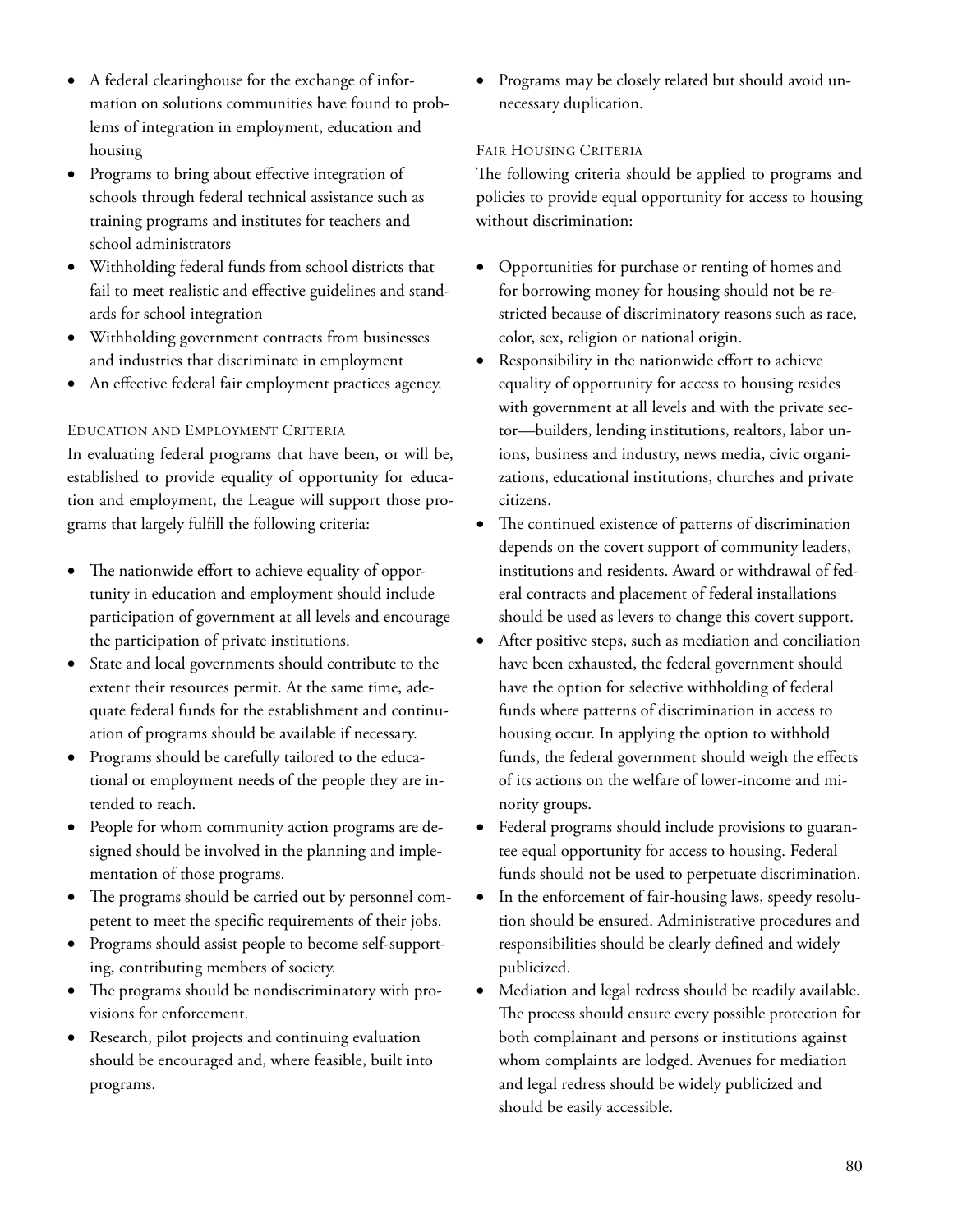- A federal clearinghouse for the exchange of information on solutions communities have found to problems of integration in employment, education and housing
- Programs to bring about effective integration of schools through federal technical assistance such as training programs and institutes for teachers and school administrators
- Withholding federal funds from school districts that fail to meet realistic and effective guidelines and standards for school integration
- Withholding government contracts from businesses and industries that discriminate in employment
- An effective federal fair employment practices agency.

### Education and Employment Criteria

In evaluating federal programs that have been, or will be, established to provide equality of opportunity for education and employment, the League will support those programs that largely fulfill the following criteria:

- The nationwide effort to achieve equality of opportunity in education and employment should include participation of government at all levels and encourage the participation of private institutions.
- State and local governments should contribute to the extent their resources permit. At the same time, adequate federal funds for the establishment and continuation of programs should be available if necessary.
- Programs should be carefully tailored to the educational or employment needs of the people they are intended to reach.
- People for whom community action programs are designed should be involved in the planning and implementation of those programs.
- The programs should be carried out by personnel competent to meet the specific requirements of their jobs.
- Programs should assist people to become self-supporting, contributing members of society.
- The programs should be nondiscriminatory with provisions for enforcement.
- Research, pilot projects and continuing evaluation should be encouraged and, where feasible, built into programs.
- Programs may be closely related but should avoid unnecessary duplication.

### Fair Housing Criteria

The following criteria should be applied to programs and policies to provide equal opportunity for access to housing without discrimination:

- Opportunities for purchase or renting of homes and for borrowing money for housing should not be restricted because of discriminatory reasons such as race, color, sex, religion or national origin.
- Responsibility in the nationwide effort to achieve equality of opportunity for access to housing resides with government at all levels and with the private sector—builders, lending institutions, realtors, labor unions, business and industry, news media, civic organizations, educational institutions, churches and private citizens.
- The continued existence of patterns of discrimination depends on the covert support of community leaders, institutions and residents. Award or withdrawal of federal contracts and placement of federal installations should be used as levers to change this covert support.
- After positive steps, such as mediation and conciliation have been exhausted, the federal government should have the option for selective withholding of federal funds where patterns of discrimination in access to housing occur. In applying the option to withhold funds, the federal government should weigh the effects of its actions on the welfare of lower-income and minority groups.
- Federal programs should include provisions to guarantee equal opportunity for access to housing. Federal funds should not be used to perpetuate discrimination.
- In the enforcement of fair-housing laws, speedy resolution should be ensured. Administrative procedures and responsibilities should be clearly defined and widely publicized.
- Mediation and legal redress should be readily available. The process should ensure every possible protection for both complainant and persons or institutions against whom complaints are lodged. Avenues for mediation and legal redress should be widely publicized and should be easily accessible.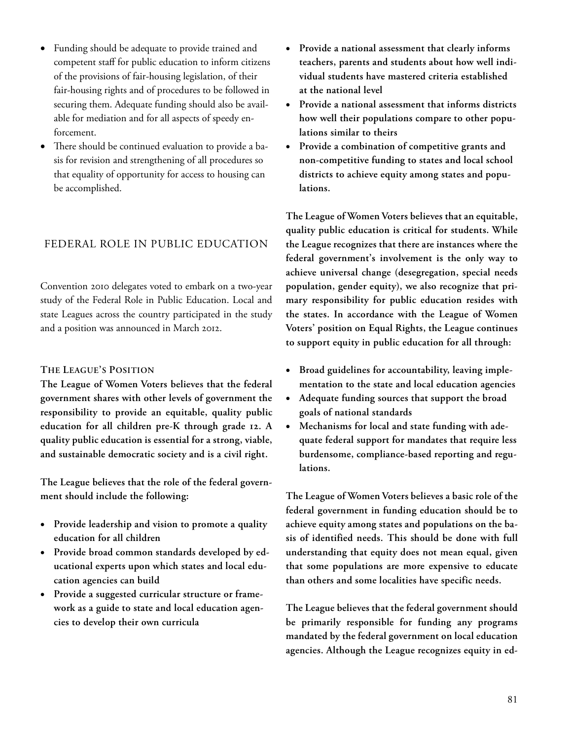- Funding should be adequate to provide trained and competent staff for public education to inform citizens of the provisions of fair-housing legislation, of their fair-housing rights and of procedures to be followed in securing them. Adequate funding should also be available for mediation and for all aspects of speedy enforcement.
- There should be continued evaluation to provide a basis for revision and strengthening of all procedures so that equality of opportunity for access to housing can be accomplished.

## FEDERAL ROLE IN PUBLIC EDUCATION

Convention 2010 delegates voted to embark on a two-year study of the Federal Role in Public Education. Local and state Leagues across the country participated in the study and a position was announced in March 2012.

### The League's Position

**The League of Women Voters believes that the federal government shares with other levels of government the responsibility to provide an equitable, quality public education for all children pre-K through grade 12. A quality public education is essential for a strong, viable, and sustainable democratic society and is a civil right.**

**The League believes that the role of the federal government should include the following:**

- **Provide leadership and vision to promote a quality education for all children**
- **Provide broad common standards developed by educational experts upon which states and local education agencies can build**
- **Provide a suggested curricular structure or framework as a guide to state and local education agencies to develop their own curricula**
- **Provide a national assessment that clearly informs teachers, parents and students about how well individual students have mastered criteria established at the national level**
- **Provide a national assessment that informs districts how well their populations compare to other populations similar to theirs**
- **Provide a combination of competitive grants and non-competitive funding to states and local school districts to achieve equity among states and populations.**

**The League of Women Voters believes that an equitable, quality public education is critical for students. While the League recognizes that there are instances where the federal government's involvement is the only way to achieve universal change (desegregation, special needs population, gender equity), we also recognize that primary responsibility for public education resides with the states. In accordance with the League of Women Voters' position on Equal Rights, the League continues to support equity in public education for all through:**

- **Broad guidelines for accountability, leaving implementation to the state and local education agencies**
- **Adequate funding sources that support the broad goals of national standards**
- **Mechanisms for local and state funding with adequate federal support for mandates that require less burdensome, compliance-based reporting and regulations.**

**The League of Women Voters believes a basic role of the federal government in funding education should be to achieve equity among states and populations on the basis of identified needs. This should be done with full understanding that equity does not mean equal, given that some populations are more expensive to educate than others and some localities have specific needs.**

**The League believes that the federal government should be primarily responsible for funding any programs mandated by the federal government on local education agencies. Although the League recognizes equity in ed-**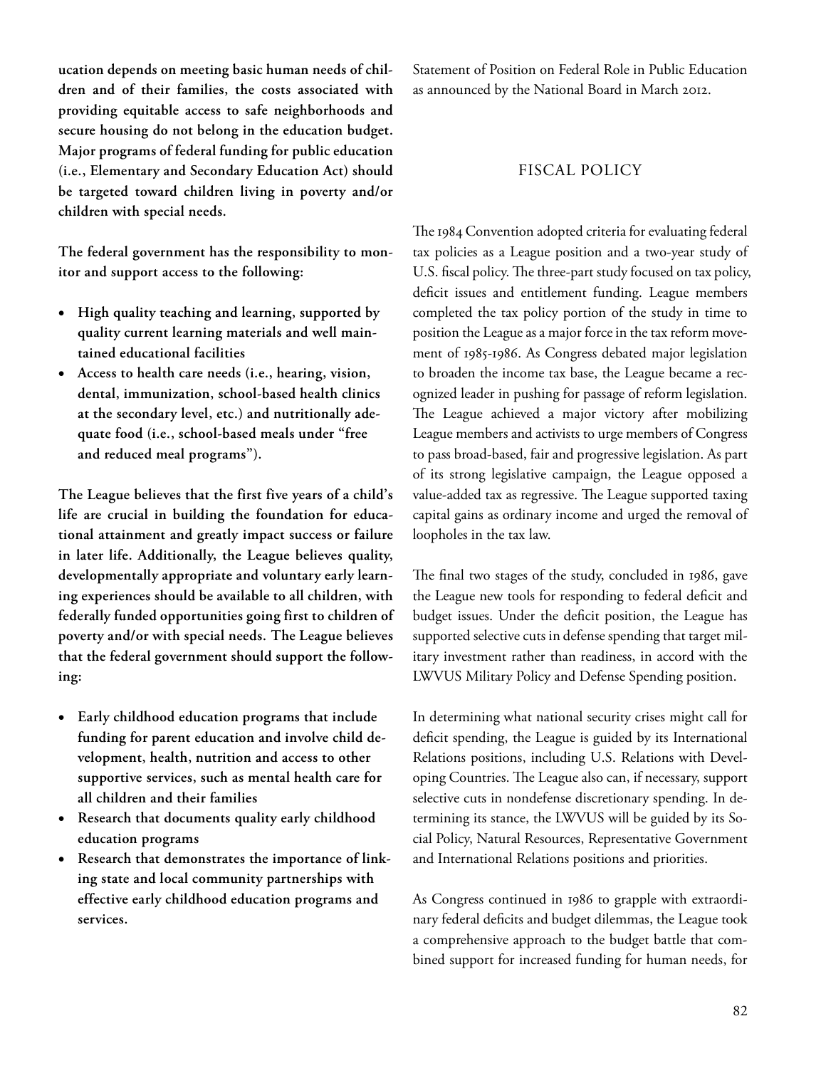**ucation depends on meeting basic human needs of children and of their families, the costs associated with providing equitable access to safe neighborhoods and secure housing do not belong in the education budget. Major programs of federal funding for public education (i.e., Elementary and Secondary Education Act) should be targeted toward children living in poverty and/or children with special needs.**

**The federal government has the responsibility to monitor and support access to the following:**

- **High quality teaching and learning, supported by quality current learning materials and well maintained educational facilities**
- **Access to health care needs (i.e., hearing, vision, dental, immunization, school-based health clinics at the secondary level, etc.) and nutritionally adequate food (i.e., school-based meals under "free and reduced meal programs").**

**The League believes that the first five years of a child's life are crucial in building the foundation for educational attainment and greatly impact success or failure in later life. Additionally, the League believes quality, developmentally appropriate and voluntary early learning experiences should be available to all children, with federally funded opportunities going first to children of poverty and/or with special needs. The League believes that the federal government should support the following:**

- **Early childhood education programs that include funding for parent education and involve child development, health, nutrition and access to other supportive services, such as mental health care for all children and their families**
- **Research that documents quality early childhood education programs**
- **Research that demonstrates the importance of linking state and local community partnerships with effective early childhood education programs and services.**

Statement of Position on Federal Role in Public Education as announced by the National Board in March 2012.

## FISCAL POLICY

The 1984 Convention adopted criteria for evaluating federal tax policies as a League position and a two-year study of U.S. fiscal policy. The three-part study focused on tax policy, deficit issues and entitlement funding. League members completed the tax policy portion of the study in time to position the League as a major force in the tax reform movement of 1985-1986. As Congress debated major legislation to broaden the income tax base, the League became a recognized leader in pushing for passage of reform legislation. The League achieved a major victory after mobilizing League members and activists to urge members of Congress to pass broad-based, fair and progressive legislation. As part of its strong legislative campaign, the League opposed a value-added tax as regressive. The League supported taxing capital gains as ordinary income and urged the removal of loopholes in the tax law.

The final two stages of the study, concluded in 1986, gave the League new tools for responding to federal deficit and budget issues. Under the deficit position, the League has supported selective cuts in defense spending that target military investment rather than readiness, in accord with the LWVUS Military Policy and Defense Spending position.

In determining what national security crises might call for deficit spending, the League is guided by its International Relations positions, including U.S. Relations with Developing Countries. The League also can, if necessary, support selective cuts in nondefense discretionary spending. In determining its stance, the LWVUS will be guided by its Social Policy, Natural Resources, Representative Government and International Relations positions and priorities.

As Congress continued in 1986 to grapple with extraordinary federal deficits and budget dilemmas, the League took a comprehensive approach to the budget battle that combined support for increased funding for human needs, for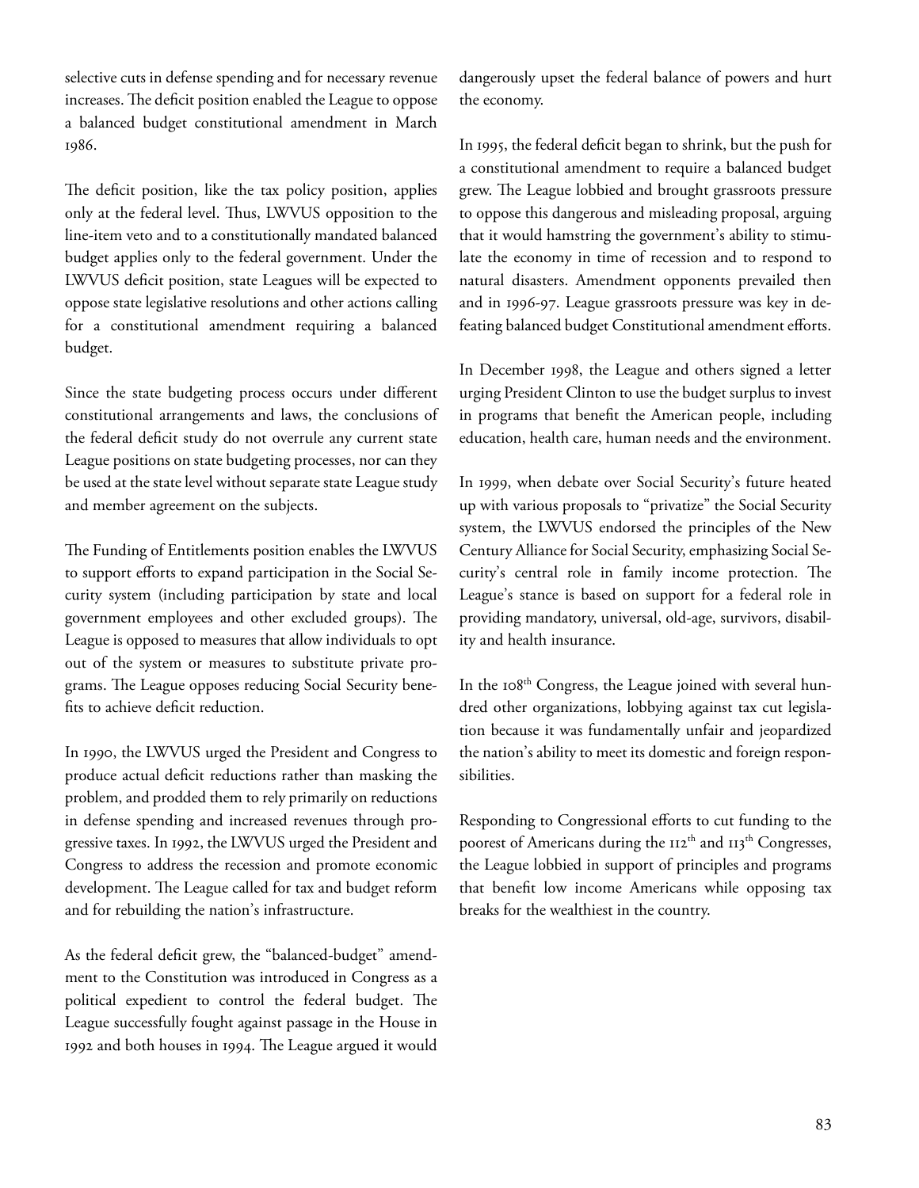selective cuts in defense spending and for necessary revenue increases. The deficit position enabled the League to oppose a balanced budget constitutional amendment in March 1986.

The deficit position, like the tax policy position, applies only at the federal level. Thus, LWVUS opposition to the line-item veto and to a constitutionally mandated balanced budget applies only to the federal government. Under the LWVUS deficit position, state Leagues will be expected to oppose state legislative resolutions and other actions calling for a constitutional amendment requiring a balanced budget.

Since the state budgeting process occurs under different constitutional arrangements and laws, the conclusions of the federal deficit study do not overrule any current state League positions on state budgeting processes, nor can they be used at the state level without separate state League study and member agreement on the subjects.

The Funding of Entitlements position enables the LWVUS to support efforts to expand participation in the Social Security system (including participation by state and local government employees and other excluded groups). The League is opposed to measures that allow individuals to opt out of the system or measures to substitute private programs. The League opposes reducing Social Security benefits to achieve deficit reduction.

In 1990, the LWVUS urged the President and Congress to produce actual deficit reductions rather than masking the problem, and prodded them to rely primarily on reductions in defense spending and increased revenues through progressive taxes. In 1992, the LWVUS urged the President and Congress to address the recession and promote economic development. The League called for tax and budget reform and for rebuilding the nation's infrastructure.

As the federal deficit grew, the "balanced-budget" amendment to the Constitution was introduced in Congress as a political expedient to control the federal budget. The League successfully fought against passage in the House in 1992 and both houses in 1994. The League argued it would dangerously upset the federal balance of powers and hurt the economy.

In 1995, the federal deficit began to shrink, but the push for a constitutional amendment to require a balanced budget grew. The League lobbied and brought grassroots pressure to oppose this dangerous and misleading proposal, arguing that it would hamstring the government's ability to stimulate the economy in time of recession and to respond to natural disasters. Amendment opponents prevailed then and in 1996-97. League grassroots pressure was key in defeating balanced budget Constitutional amendment efforts.

In December 1998, the League and others signed a letter urging President Clinton to use the budget surplus to invest in programs that benefit the American people, including education, health care, human needs and the environment.

In 1999, when debate over Social Security's future heated up with various proposals to "privatize" the Social Security system, the LWVUS endorsed the principles of the New Century Alliance for Social Security, emphasizing Social Security's central role in family income protection. The League's stance is based on support for a federal role in providing mandatory, universal, old-age, survivors, disability and health insurance.

In the 108th Congress, the League joined with several hundred other organizations, lobbying against tax cut legislation because it was fundamentally unfair and jeopardized the nation's ability to meet its domestic and foreign responsibilities.

Responding to Congressional efforts to cut funding to the poorest of Americans during the 112th and 113th Congresses, the League lobbied in support of principles and programs that benefit low income Americans while opposing tax breaks for the wealthiest in the country.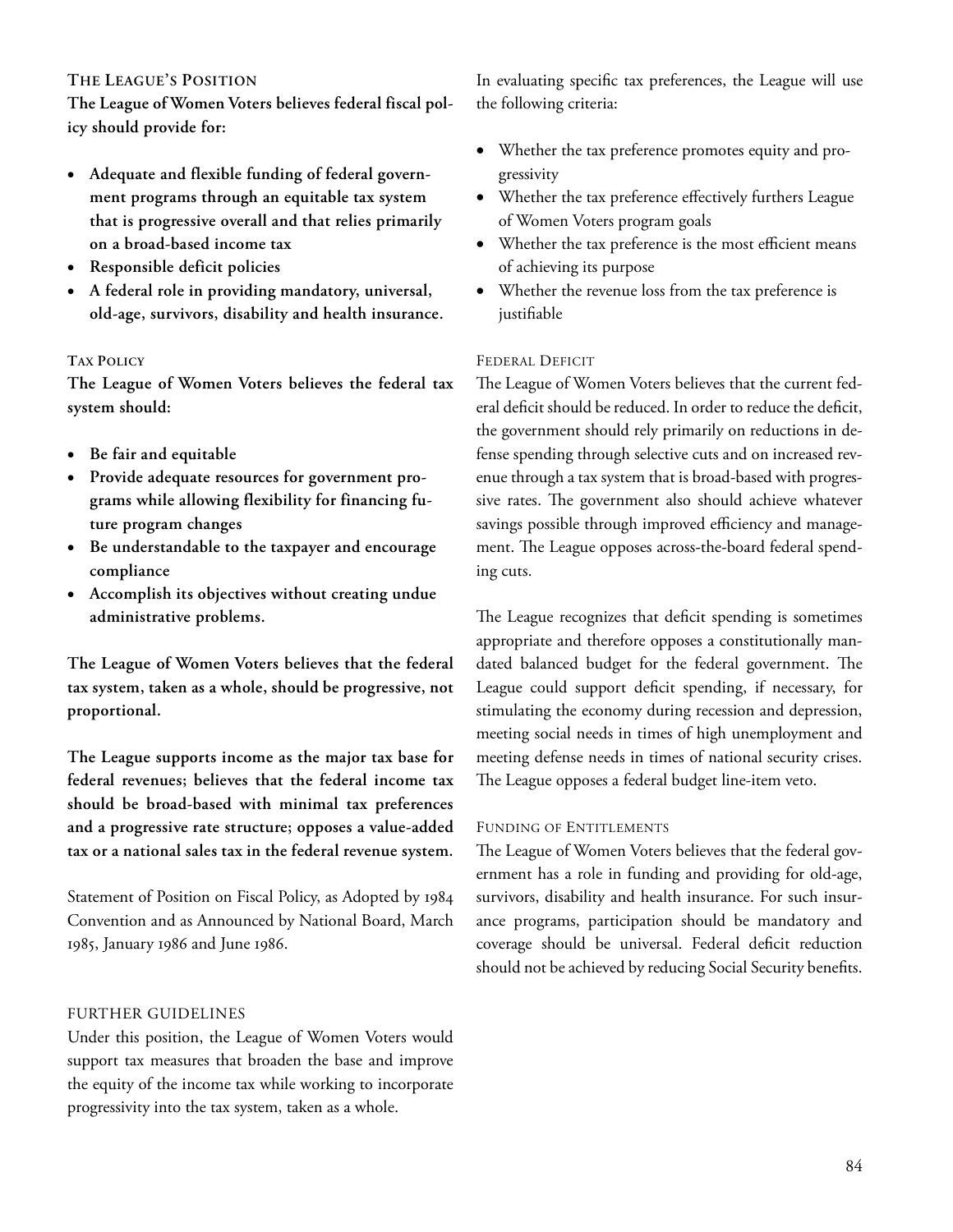### The League's Position

**The League of Women Voters believes federal fiscal policy should provide for:**

- **Adequate and flexible funding of federal government programs through an equitable tax system that is progressive overall and that relies primarily on a broad-based income tax**
- **Responsible deficit policies**
- **A federal role in providing mandatory, universal, old-age, survivors, disability and health insurance.**

#### Tax Policy

**The League of Women Voters believes the federal tax system should:**

- **Be fair and equitable**
- **Provide adequate resources for government programs while allowing flexibility for financing future program changes**
- **Be understandable to the taxpayer and encourage compliance**
- **Accomplish its objectives without creating undue administrative problems.**

**The League of Women Voters believes that the federal tax system, taken as a whole, should be progressive, not proportional.**

**The League supports income as the major tax base for federal revenues; believes that the federal income tax should be broad-based with minimal tax preferences and a progressive rate structure; opposes a value-added tax or a national sales tax in the federal revenue system.**

Statement of Position on Fiscal Policy, as Adopted by 1984 Convention and as Announced by National Board, March 1985, January 1986 and June 1986.

#### Further Guidelines

Under this position, the League of Women Voters would support tax measures that broaden the base and improve the equity of the income tax while working to incorporate progressivity into the tax system, taken as a whole.

In evaluating specific tax preferences, the League will use the following criteria:

- Whether the tax preference promotes equity and progressivity
- Whether the tax preference effectively furthers League of Women Voters program goals
- Whether the tax preference is the most efficient means of achieving its purpose
- Whether the revenue loss from the tax preference is justifiable

#### Federal Deficit

The League of Women Voters believes that the current federal deficit should be reduced. In order to reduce the deficit, the government should rely primarily on reductions in defense spending through selective cuts and on increased revenue through a tax system that is broad-based with progressive rates. The government also should achieve whatever savings possible through improved efficiency and management. The League opposes across-the-board federal spending cuts.

The League recognizes that deficit spending is sometimes appropriate and therefore opposes a constitutionally mandated balanced budget for the federal government. The League could support deficit spending, if necessary, for stimulating the economy during recession and depression, meeting social needs in times of high unemployment and meeting defense needs in times of national security crises. The League opposes a federal budget line-item veto.

#### Funding of Entitlements

The League of Women Voters believes that the federal government has a role in funding and providing for old-age, survivors, disability and health insurance. For such insurance programs, participation should be mandatory and coverage should be universal. Federal deficit reduction should not be achieved by reducing Social Security benefits.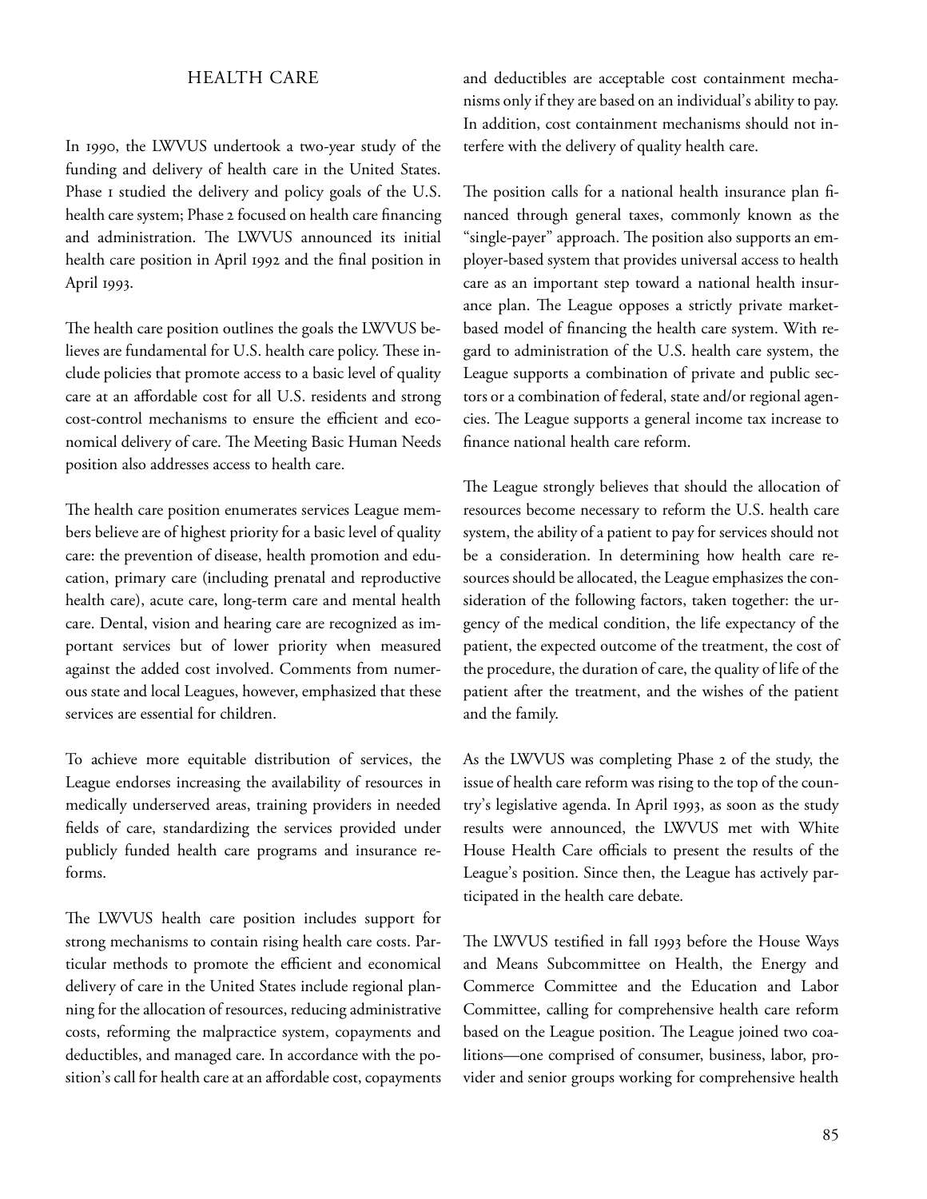## HEALTH CARE

In 1990, the LWVUS undertook a two-year study of the funding and delivery of health care in the United States. Phase 1 studied the delivery and policy goals of the U.S. health care system; Phase 2 focused on health care financing and administration. The LWVUS announced its initial health care position in April 1992 and the final position in April 1993.

The health care position outlines the goals the LWVUS believes are fundamental for U.S. health care policy. These include policies that promote access to a basic level of quality care at an affordable cost for all U.S. residents and strong cost-control mechanisms to ensure the efficient and economical delivery of care. The Meeting Basic Human Needs position also addresses access to health care.

The health care position enumerates services League members believe are of highest priority for a basic level of quality care: the prevention of disease, health promotion and education, primary care (including prenatal and reproductive health care), acute care, long-term care and mental health care. Dental, vision and hearing care are recognized as important services but of lower priority when measured against the added cost involved. Comments from numerous state and local Leagues, however, emphasized that these services are essential for children.

To achieve more equitable distribution of services, the League endorses increasing the availability of resources in medically underserved areas, training providers in needed fields of care, standardizing the services provided under publicly funded health care programs and insurance reforms.

The LWVUS health care position includes support for strong mechanisms to contain rising health care costs. Particular methods to promote the efficient and economical delivery of care in the United States include regional planning for the allocation of resources, reducing administrative costs, reforming the malpractice system, copayments and deductibles, and managed care. In accordance with the position's call for health care at an affordable cost, copayments and deductibles are acceptable cost containment mechanisms only if they are based on an individual's ability to pay. In addition, cost containment mechanisms should not interfere with the delivery of quality health care.

The position calls for a national health insurance plan financed through general taxes, commonly known as the "single-payer" approach. The position also supports an employer-based system that provides universal access to health care as an important step toward a national health insurance plan. The League opposes a strictly private market-based model of financing the health care system. With regard to administration of the U.S. health care system, the League supports a combination of private and public sectors or a combination of federal, state and/or regional agencies. The League supports a general income tax increase to finance national health care reform.

The League strongly believes that should the allocation of resources become necessary to reform the U.S. health care system, the ability of a patient to pay for services should not be a consideration. In determining how health care resources should be allocated, the League emphasizes the consideration of the following factors, taken together: the urgency of the medical condition, the life expectancy of the patient, the expected outcome of the treatment, the cost of the procedure, the duration of care, the quality of life of the patient after the treatment, and the wishes of the patient and the family.

As the LWVUS was completing Phase 2 of the study, the issue of health care reform was rising to the top of the country's legislative agenda. In April 1993, as soon as the study results were announced, the LWVUS met with White House Health Care officials to present the results of the League's position. Since then, the League has actively participated in the health care debate.

The LWVUS testified in fall 1993 before the House Ways and Means Subcommittee on Health, the Energy and Commerce Committee and the Education and Labor Committee, calling for comprehensive health care reform based on the League position. The League joined two coalitions—one comprised of consumer, business, labor, provider and senior groups working for comprehensive health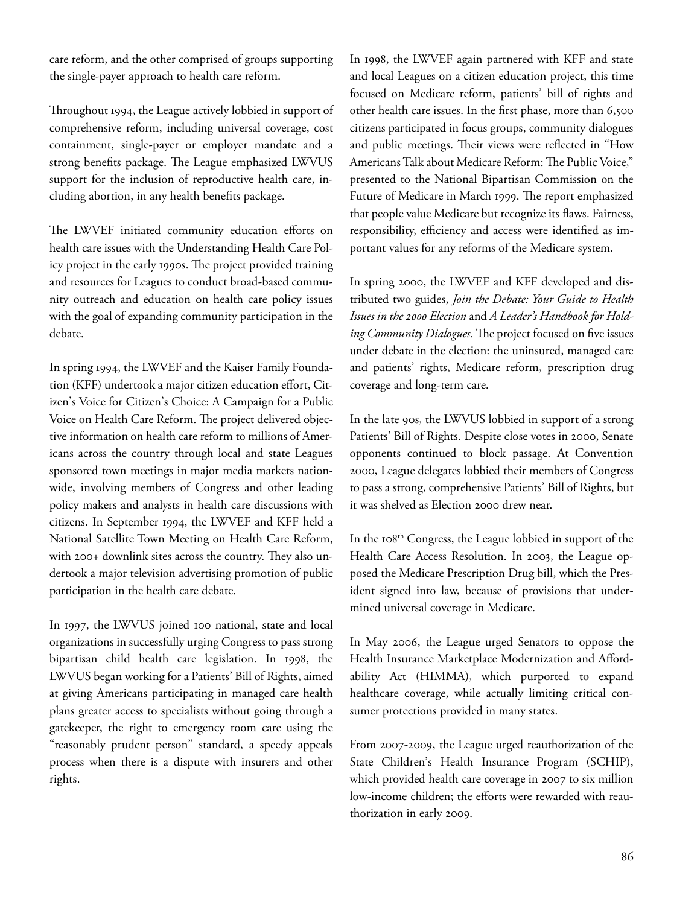care reform, and the other comprised of groups supporting the single-payer approach to health care reform.

Throughout 1994, the League actively lobbied in support of comprehensive reform, including universal coverage, cost containment, single-payer or employer mandate and a strong benefits package. The League emphasized LWVUS support for the inclusion of reproductive health care, including abortion, in any health benefits package.

The LWVEF initiated community education efforts on health care issues with the Understanding Health Care Policy project in the early 1990s. The project provided training and resources for Leagues to conduct broad-based community outreach and education on health care policy issues with the goal of expanding community participation in the debate.

In spring 1994, the LWVEF and the Kaiser Family Foundation (KFF) undertook a major citizen education effort, Citizen's Voice for Citizen's Choice: A Campaign for a Public Voice on Health Care Reform. The project delivered objective information on health care reform to millions of Americans across the country through local and state Leagues sponsored town meetings in major media markets nationwide, involving members of Congress and other leading policy makers and analysts in health care discussions with citizens. In September 1994, the LWVEF and KFF held a National Satellite Town Meeting on Health Care Reform, with 200+ downlink sites across the country. They also undertook a major television advertising promotion of public participation in the health care debate.

In 1997, the LWVUS joined 100 national, state and local organizations in successfully urging Congress to pass strong bipartisan child health care legislation. In 1998, the LWVUS began working for a Patients' Bill of Rights, aimed at giving Americans participating in managed care health plans greater access to specialists without going through a gatekeeper, the right to emergency room care using the "reasonably prudent person" standard, a speedy appeals process when there is a dispute with insurers and other rights.

In 1998, the LWVEF again partnered with KFF and state and local Leagues on a citizen education project, this time focused on Medicare reform, patients' bill of rights and other health care issues. In the first phase, more than 6,500 citizens participated in focus groups, community dialogues and public meetings. Their views were reflected in "How Americans Talk about Medicare Reform: The Public Voice," presented to the National Bipartisan Commission on the Future of Medicare in March 1999. The report emphasized that people value Medicare but recognize its flaws. Fairness, responsibility, efficiency and access were identified as important values for any reforms of the Medicare system.

In spring 2000, the LWVEF and KFF developed and distributed two guides, *Join the Debate: Your Guide to Health Issues in the 2000 Election* and *A Leader's Handbook for Holding Community Dialogues.* The project focused on five issues under debate in the election: the uninsured, managed care and patients' rights, Medicare reform, prescription drug coverage and long-term care.

In the late 90s, the LWVUS lobbied in support of a strong Patients' Bill of Rights. Despite close votes in 2000, Senate opponents continued to block passage. At Convention 2000, League delegates lobbied their members of Congress to pass a strong, comprehensive Patients' Bill of Rights, but it was shelved as Election 2000 drew near.

In the 108th Congress, the League lobbied in support of the Health Care Access Resolution. In 2003, the League opposed the Medicare Prescription Drug bill, which the President signed into law, because of provisions that undermined universal coverage in Medicare.

In May 2006, the League urged Senators to oppose the Health Insurance Marketplace Modernization and Affordability Act (HIMMA), which purported to expand healthcare coverage, while actually limiting critical consumer protections provided in many states.

From 2007-2009, the League urged reauthorization of the State Children's Health Insurance Program (SCHIP), which provided health care coverage in 2007 to six million low-income children; the efforts were rewarded with reauthorization in early 2009.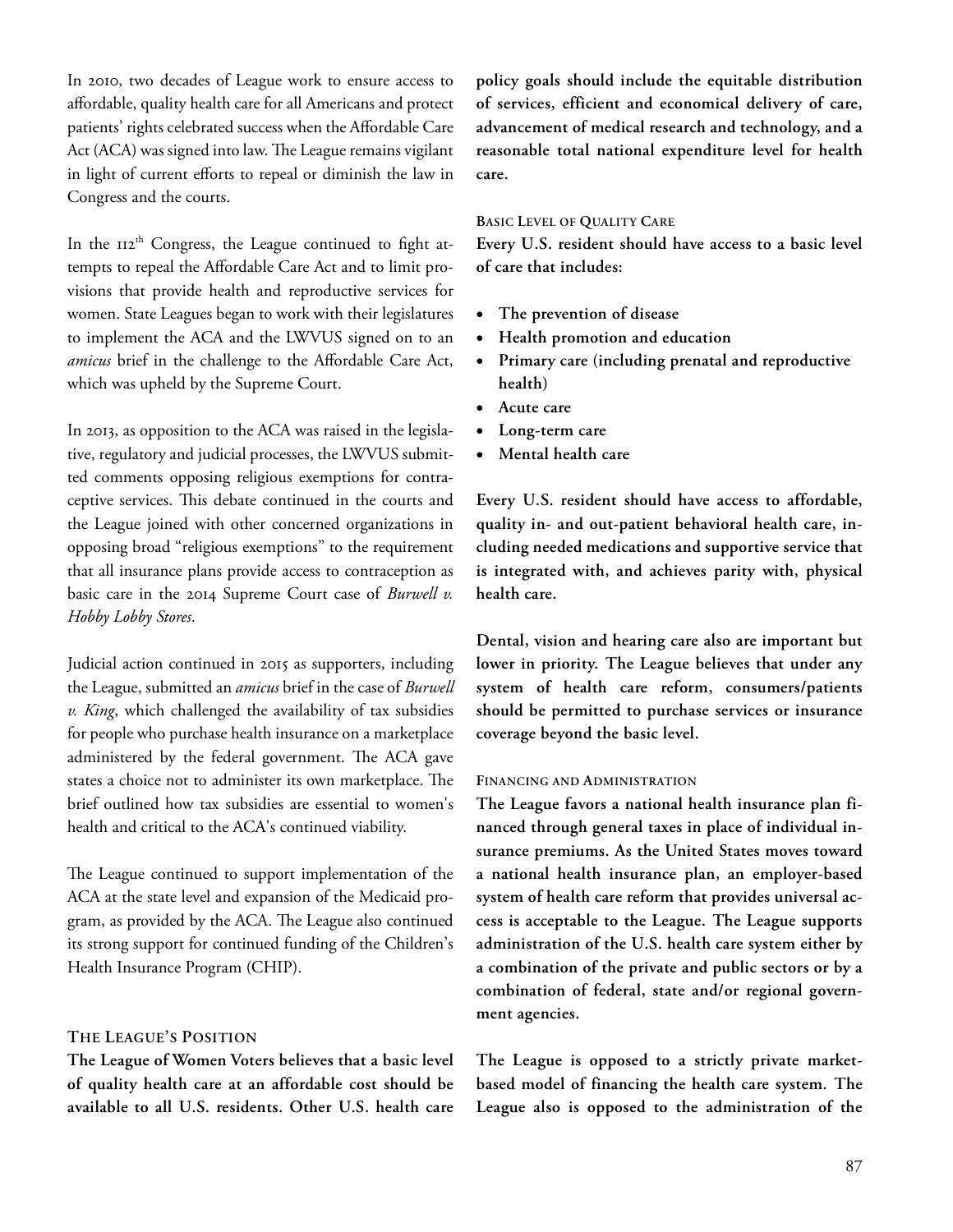In 2010, two decades of League work to ensure access to affordable, quality health care for all Americans and protect patients' rights celebrated success when the Affordable Care Act (ACA) was signed into law. The League remains vigilant in light of current efforts to repeal or diminish the law in Congress and the courts.

In the 112th Congress, the League continued to fight attempts to repeal the Affordable Care Act and to limit provisions that provide health and reproductive services for women. State Leagues began to work with their legislatures to implement the ACA and the LWVUS signed on to an *amicus* brief in the challenge to the Affordable Care Act, which was upheld by the Supreme Court.

In 2013, as opposition to the ACA was raised in the legislative, regulatory and judicial processes, the LWVUS submitted comments opposing religious exemptions for contraceptive services. This debate continued in the courts and the League joined with other concerned organizations in opposing broad "religious exemptions" to the requirement that all insurance plans provide access to contraception as basic care in the 2014 Supreme Court case of *Burwell v. Hobby Lobby Stores*.

Judicial action continued in 2015 as supporters, including the League, submitted an *amicus* brief in the case of *Burwell v. King*, which challenged the availability of tax subsidies for people who purchase health insurance on a marketplace administered by the federal government. The ACA gave states a choice not to administer its own marketplace. The brief outlined how tax subsidies are essential to women's health and critical to the ACA's continued viability.

The League continued to support implementation of the ACA at the state level and expansion of the Medicaid program, as provided by the ACA. The League also continued its strong support for continued funding of the Children's Health Insurance Program (CHIP).

## The League's Position

**The League of Women Voters believes that a basic level of quality health care at an affordable cost should be available to all U.S. residents. Other U.S. health care policy goals should include the equitable distribution of services, efficient and economical delivery of care, advancement of medical research and technology, and a reasonable total national expenditure level for health care.**

### Basic Level of Quality Care

**Every U.S. resident should have access to a basic level of care that includes:**

- **The prevention of disease**
- **Health promotion and education**
- **Primary care (including prenatal and reproductive health)**
- **Acute care**
- **Long-term care**
- **Mental health care**

**Every U.S. resident should have access to affordable, quality in- and out-patient behavioral health care, including needed medications and supportive service that is integrated with, and achieves parity with, physical health care.**

**Dental, vision and hearing care also are important but lower in priority. The League believes that under any system of health care reform, consumers/patients should be permitted to purchase services or insurance coverage beyond the basic level.**

### Financing and Administration

**The League favors a national health insurance plan financed through general taxes in place of individual insurance premiums. As the United States moves toward a national health insurance plan, an employer-based system of health care reform that provides universal access is acceptable to the League. The League supports administration of the U.S. health care system either by a combination of the private and public sectors or by a combination of federal, state and/or regional government agencies.**

**The League is opposed to a strictly private market-based model of financing the health care system. The League also is opposed to the administration of the**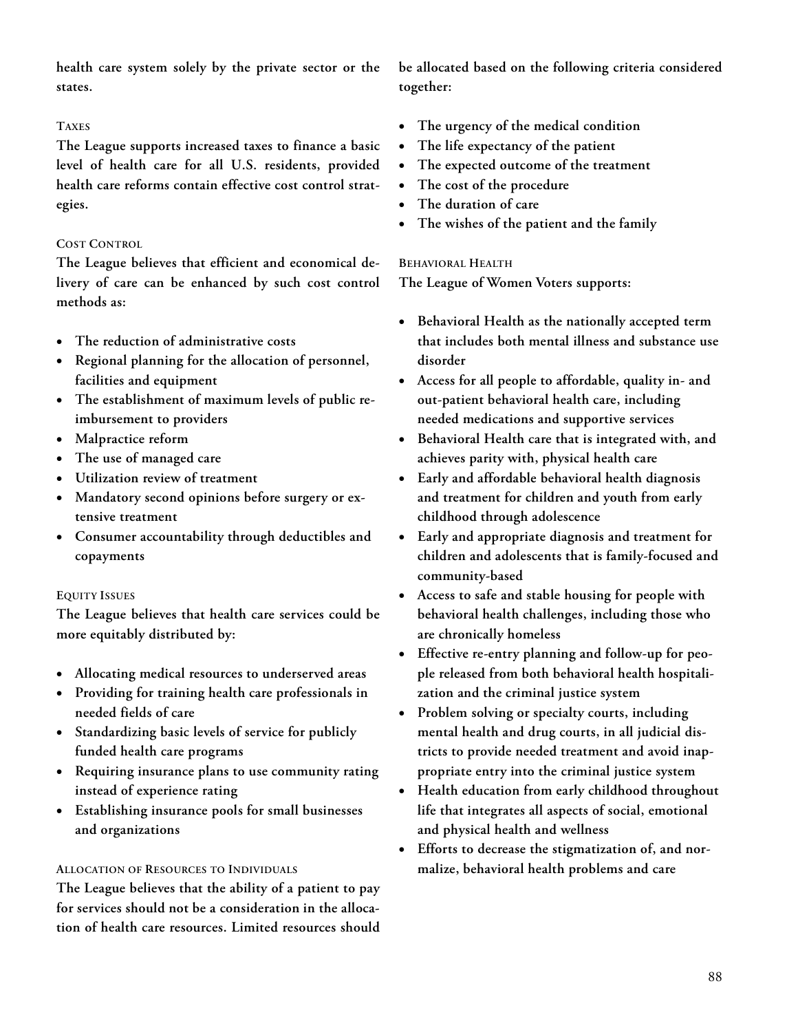**health care system solely by the private sector or the states.**

#### Taxes

**The League supports increased taxes to finance a basic level of health care for all U.S. residents, provided health care reforms contain effective cost control strategies.**

#### Cost Control

**The League believes that efficient and economical delivery of care can be enhanced by such cost control methods as:**

- **The reduction of administrative costs**
- **Regional planning for the allocation of personnel, facilities and equipment**
- **The establishment of maximum levels of public reimbursement to providers**
- **Malpractice reform**
- **The use of managed care**
- **Utilization review of treatment**
- **Mandatory second opinions before surgery or extensive treatment**
- **Consumer accountability through deductibles and copayments**

#### Equity Issues

**The League believes that health care services could be more equitably distributed by:**

- **Allocating medical resources to underserved areas**
- **Providing for training health care professionals in needed fields of care**
- **Standardizing basic levels of service for publicly funded health care programs**
- **Requiring insurance plans to use community rating instead of experience rating**
- **Establishing insurance pools for small businesses and organizations**

#### Allocation of Resources to Individuals

**The League believes that the ability of a patient to pay for services should not be a consideration in the allocation of health care resources. Limited resources should be allocated based on the following criteria considered together:**

- **The urgency of the medical condition**
- **The life expectancy of the patient**
- **The expected outcome of the treatment**
- **The cost of the procedure**
- **The duration of care**
- **The wishes of the patient and the family**

#### Behavioral Health

**The League of Women Voters supports:**

- **Behavioral Health as the nationally accepted term that includes both mental illness and substance use disorder**
- **Access for all people to affordable, quality in- and out-patient behavioral health care, including needed medications and supportive services**
- **Behavioral Health care that is integrated with, and achieves parity with, physical health care**
- **Early and affordable behavioral health diagnosis and treatment for children and youth from early childhood through adolescence**
- **Early and appropriate diagnosis and treatment for children and adolescents that is family-focused and community-based**
- **Access to safe and stable housing for people with behavioral health challenges, including those who are chronically homeless**
- **Effective re-entry planning and follow-up for people released from both behavioral health hospitalization and the criminal justice system**
- **Problem solving or specialty courts, including mental health and drug courts, in all judicial districts to provide needed treatment and avoid inappropriate entry into the criminal justice system**
- **Health education from early childhood throughout life that integrates all aspects of social, emotional and physical health and wellness**
- **Efforts to decrease the stigmatization of, and normalize, behavioral health problems and care**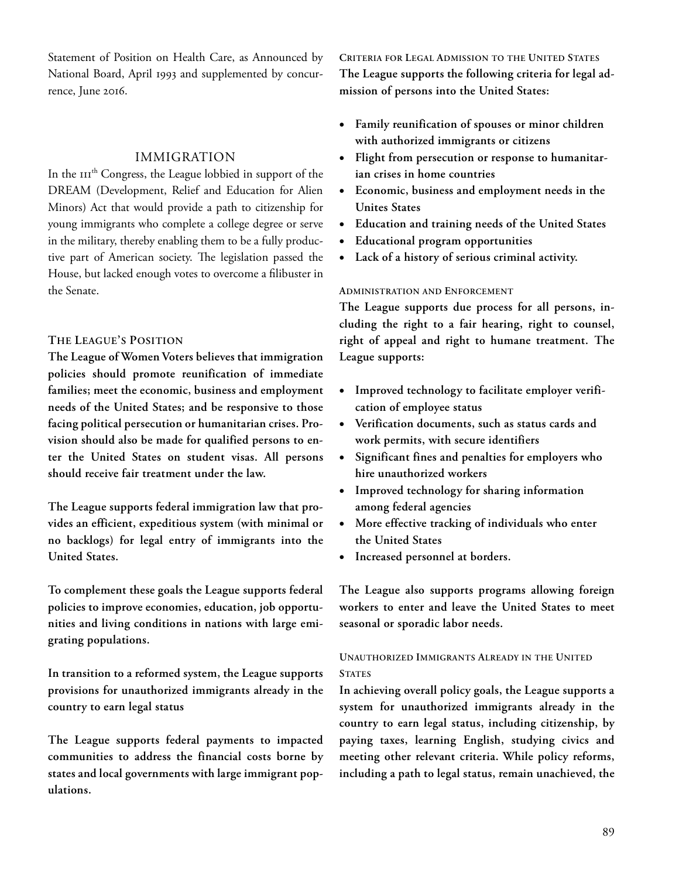Statement of Position on Health Care, as Announced by National Board, April 1993 and supplemented by concurrence, June 2016.

## IMMIGRATION

In the 111th Congress, the League lobbied in support of the DREAM (Development, Relief and Education for Alien Minors) Act that would provide a path to citizenship for young immigrants who complete a college degree or serve in the military, thereby enabling them to be a fully productive part of American society. The legislation passed the House, but lacked enough votes to overcome a filibuster in the Senate.

### The League's Position

**The League of Women Voters believes that immigration policies should promote reunification of immediate families; meet the economic, business and employment needs of the United States; and be responsive to those facing political persecution or humanitarian crises. Provision should also be made for qualified persons to enter the United States on student visas. All persons should receive fair treatment under the law.**

**The League supports federal immigration law that provides an efficient, expeditious system (with minimal or no backlogs) for legal entry of immigrants into the United States.**

**To complement these goals the League supports federal policies to improve economies, education, job opportunities and living conditions in nations with large emigrating populations.**

**In transition to a reformed system, the League supports provisions for unauthorized immigrants already in the country to earn legal status**

**The League supports federal payments to impacted communities to address the financial costs borne by states and local governments with large immigrant populations.**

### Criteria for Legal Admission to the United States

**The League supports the following criteria for legal admission of persons into the United States:**

- **Family reunification of spouses or minor children with authorized immigrants or citizens**
- **Flight from persecution or response to humanitarian crises in home countries**
- **Economic, business and employment needs in the Unites States**
- **Education and training needs of the United States**
- **Educational program opportunities**
- **Lack of a history of serious criminal activity.**

### Administration and Enforcement

**The League supports due process for all persons, including the right to a fair hearing, right to counsel, right of appeal and right to humane treatment. The League supports:**

- **Improved technology to facilitate employer verification of employee status**
- **Verification documents, such as status cards and work permits, with secure identifiers**
- **Significant fines and penalties for employers who hire unauthorized workers**
- **Improved technology for sharing information among federal agencies**
- **More effective tracking of individuals who enter the United States**
- **Increased personnel at borders.**

**The League also supports programs allowing foreign workers to enter and leave the United States to meet seasonal or sporadic labor needs.**

### Unauthorized Immigrants Already in the United States

**In achieving overall policy goals, the League supports a system for unauthorized immigrants already in the country to earn legal status, including citizenship, by paying taxes, learning English, studying civics and meeting other relevant criteria. While policy reforms, including a path to legal status, remain unachieved, the**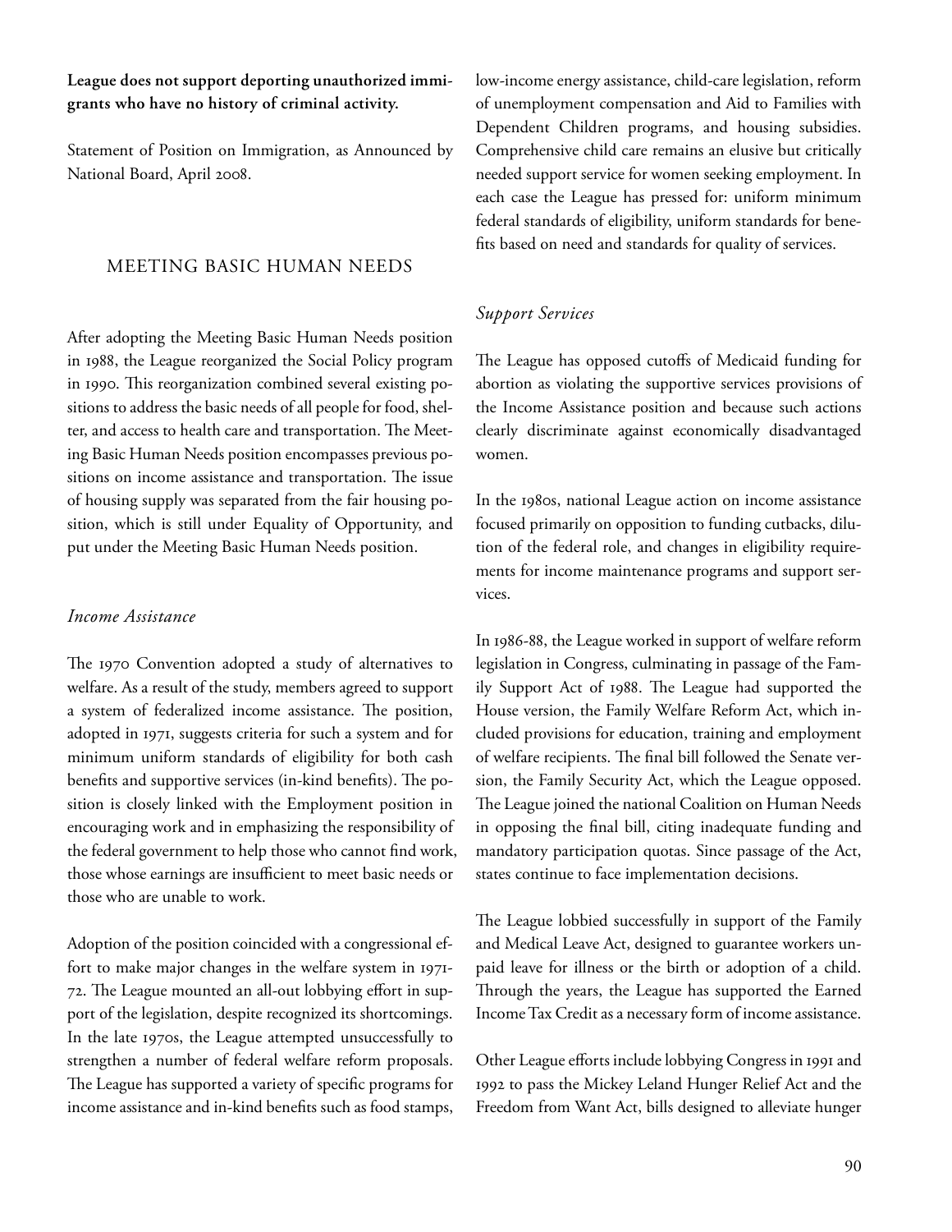**League does not support deporting unauthorized immigrants who have no history of criminal activity.**

Statement of Position on Immigration, as Announced by National Board, April 2008.

## MEETING BASIC HUMAN NEEDS

After adopting the Meeting Basic Human Needs position in 1988, the League reorganized the Social Policy program in 1990. This reorganization combined several existing positions to address the basic needs of all people for food, shelter, and access to health care and transportation. The Meeting Basic Human Needs position encompasses previous positions on income assistance and transportation. The issue of housing supply was separated from the fair housing position, which is still under Equality of Opportunity, and put under the Meeting Basic Human Needs position.

### *Income Assistance*

The 1970 Convention adopted a study of alternatives to welfare. As a result of the study, members agreed to support a system of federalized income assistance. The position, adopted in 1971, suggests criteria for such a system and for minimum uniform standards of eligibility for both cash benefits and supportive services (in-kind benefits). The position is closely linked with the Employment position in encouraging work and in emphasizing the responsibility of the federal government to help those who cannot find work, those whose earnings are insufficient to meet basic needs or those who are unable to work.

Adoption of the position coincided with a congressional effort to make major changes in the welfare system in 1971-72. The League mounted an all-out lobbying effort in support of the legislation, despite recognized its shortcomings. In the late 1970s, the League attempted unsuccessfully to strengthen a number of federal welfare reform proposals. The League has supported a variety of specific programs for income assistance and in-kind benefits such as food stamps, low-income energy assistance, child-care legislation, reform of unemployment compensation and Aid to Families with Dependent Children programs, and housing subsidies. Comprehensive child care remains an elusive but critically needed support service for women seeking employment. In each case the League has pressed for: uniform minimum federal standards of eligibility, uniform standards for benefits based on need and standards for quality of services.

### *Support Services*

The League has opposed cutoffs of Medicaid funding for abortion as violating the supportive services provisions of the Income Assistance position and because such actions clearly discriminate against economically disadvantaged women.

In the 1980s, national League action on income assistance focused primarily on opposition to funding cutbacks, dilution of the federal role, and changes in eligibility requirements for income maintenance programs and support services.

In 1986-88, the League worked in support of welfare reform legislation in Congress, culminating in passage of the Family Support Act of 1988. The League had supported the House version, the Family Welfare Reform Act, which included provisions for education, training and employment of welfare recipients. The final bill followed the Senate version, the Family Security Act, which the League opposed. The League joined the national Coalition on Human Needs in opposing the final bill, citing inadequate funding and mandatory participation quotas. Since passage of the Act, states continue to face implementation decisions.

The League lobbied successfully in support of the Family and Medical Leave Act, designed to guarantee workers unpaid leave for illness or the birth or adoption of a child. Through the years, the League has supported the Earned Income Tax Credit as a necessary form of income assistance.

Other League efforts include lobbying Congress in 1991 and 1992 to pass the Mickey Leland Hunger Relief Act and the Freedom from Want Act, bills designed to alleviate hunger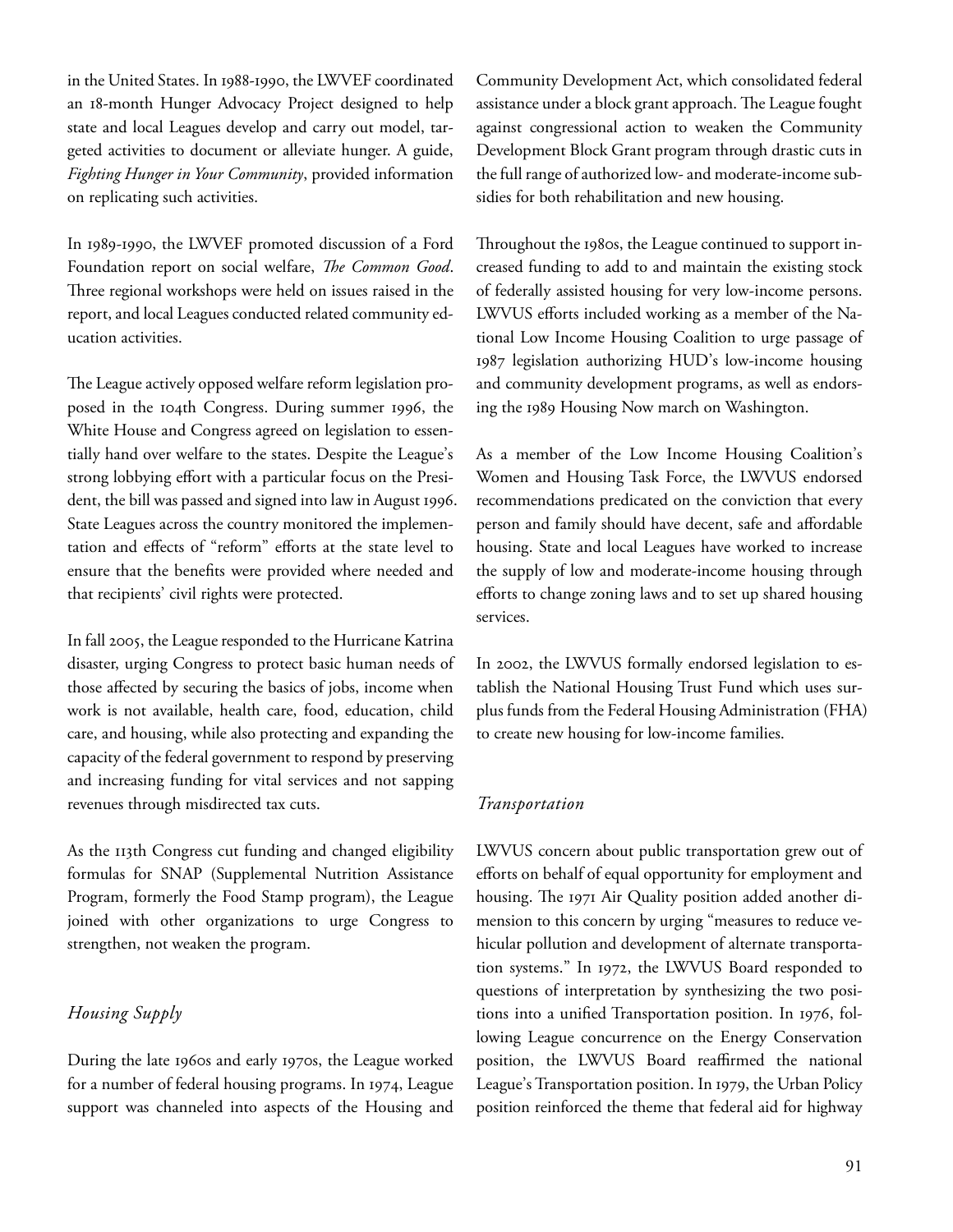in the United States. In 1988-1990, the LWVEF coordinated an 18-month Hunger Advocacy Project designed to help state and local Leagues develop and carry out model, targeted activities to document or alleviate hunger. A guide, *Fighting Hunger in Your Community*, provided information on replicating such activities.

In 1989-1990, the LWVEF promoted discussion of a Ford Foundation report on social welfare, *The Common Good*. Three regional workshops were held on issues raised in the report, and local Leagues conducted related community education activities.

The League actively opposed welfare reform legislation proposed in the 104th Congress. During summer 1996, the White House and Congress agreed on legislation to essentially hand over welfare to the states. Despite the League's strong lobbying effort with a particular focus on the President, the bill was passed and signed into law in August 1996. State Leagues across the country monitored the implementation and effects of "reform" efforts at the state level to ensure that the benefits were provided where needed and that recipients' civil rights were protected.

In fall 2005, the League responded to the Hurricane Katrina disaster, urging Congress to protect basic human needs of those affected by securing the basics of jobs, income when work is not available, health care, food, education, child care, and housing, while also protecting and expanding the capacity of the federal government to respond by preserving and increasing funding for vital services and not sapping revenues through misdirected tax cuts.

As the 113th Congress cut funding and changed eligibility formulas for SNAP (Supplemental Nutrition Assistance Program, formerly the Food Stamp program), the League joined with other organizations to urge Congress to strengthen, not weaken the program.

### *Housing Supply*

During the late 1960s and early 1970s, the League worked for a number of federal housing programs. In 1974, League support was channeled into aspects of the Housing and Community Development Act, which consolidated federal assistance under a block grant approach. The League fought against congressional action to weaken the Community Development Block Grant program through drastic cuts in the full range of authorized low- and moderate-income subsidies for both rehabilitation and new housing.

Throughout the 1980s, the League continued to support increased funding to add to and maintain the existing stock of federally assisted housing for very low-income persons. LWVUS efforts included working as a member of the National Low Income Housing Coalition to urge passage of 1987 legislation authorizing HUD's low-income housing and community development programs, as well as endorsing the 1989 Housing Now march on Washington.

As a member of the Low Income Housing Coalition's Women and Housing Task Force, the LWVUS endorsed recommendations predicated on the conviction that every person and family should have decent, safe and affordable housing. State and local Leagues have worked to increase the supply of low and moderate-income housing through efforts to change zoning laws and to set up shared housing services.

In 2002, the LWVUS formally endorsed legislation to establish the National Housing Trust Fund which uses surplus funds from the Federal Housing Administration (FHA) to create new housing for low-income families.

### *Transportation*

LWVUS concern about public transportation grew out of efforts on behalf of equal opportunity for employment and housing. The 1971 Air Quality position added another dimension to this concern by urging "measures to reduce vehicular pollution and development of alternate transportation systems." In 1972, the LWVUS Board responded to questions of interpretation by synthesizing the two positions into a unified Transportation position. In 1976, following League concurrence on the Energy Conservation position, the LWVUS Board reaffirmed the national League's Transportation position. In 1979, the Urban Policy position reinforced the theme that federal aid for highway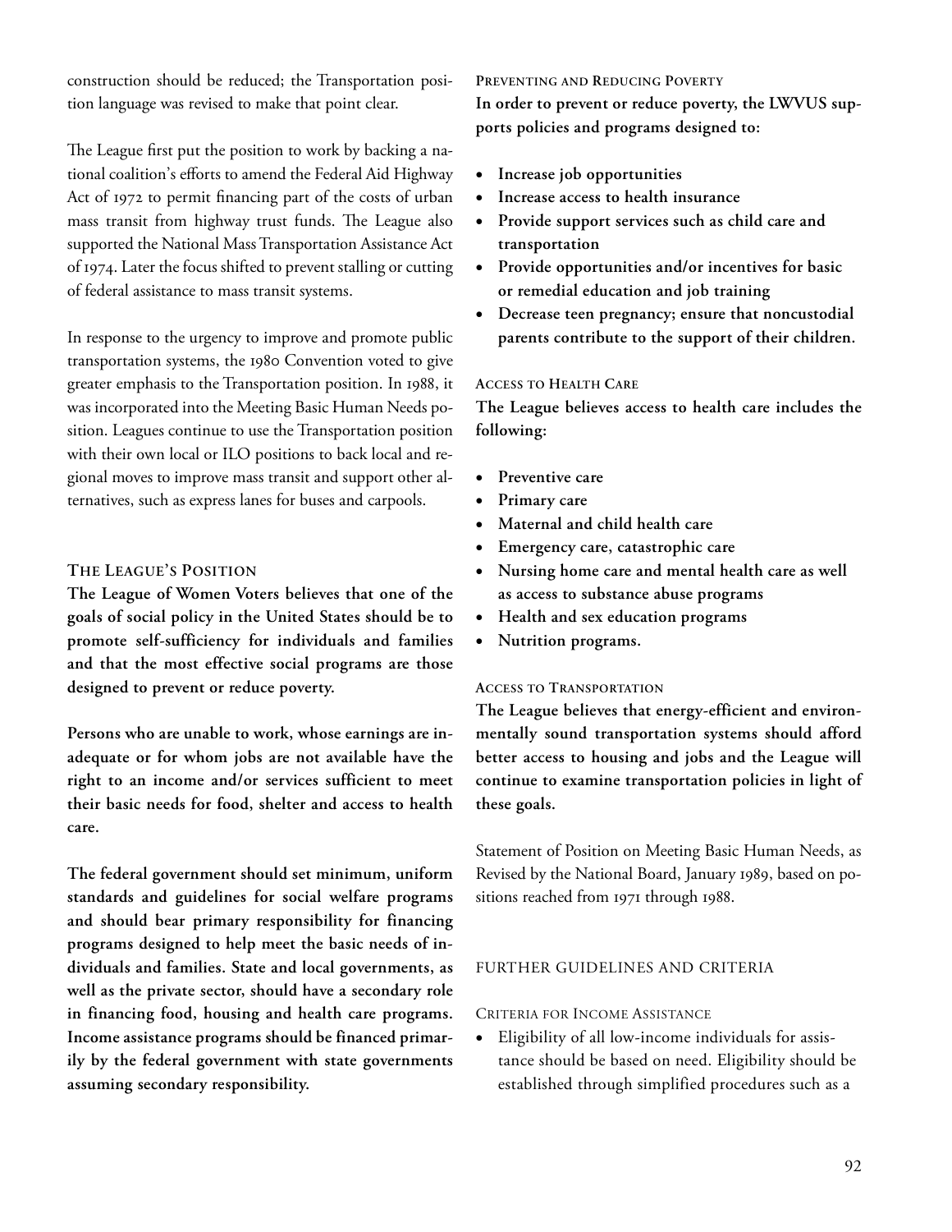construction should be reduced; the Transportation position language was revised to make that point clear.

The League first put the position to work by backing a national coalition's efforts to amend the Federal Aid Highway Act of 1972 to permit financing part of the costs of urban mass transit from highway trust funds. The League also supported the National Mass Transportation Assistance Act of 1974. Later the focus shifted to prevent stalling or cutting of federal assistance to mass transit systems.

In response to the urgency to improve and promote public transportation systems, the 1980 Convention voted to give greater emphasis to the Transportation position. In 1988, it was incorporated into the Meeting Basic Human Needs position. Leagues continue to use the Transportation position with their own local or ILO positions to back local and regional moves to improve mass transit and support other alternatives, such as express lanes for buses and carpools.

### The League's Position

**The League of Women Voters believes that one of the goals of social policy in the United States should be to promote self-sufficiency for individuals and families and that the most effective social programs are those designed to prevent or reduce poverty.**

**Persons who are unable to work, whose earnings are inadequate or for whom jobs are not available have the right to an income and/or services sufficient to meet their basic needs for food, shelter and access to health care.**

**The federal government should set minimum, uniform standards and guidelines for social welfare programs and should bear primary responsibility for financing programs designed to help meet the basic needs of individuals and families. State and local governments, as well as the private sector, should have a secondary role in financing food, housing and health care programs. Income assistance programs should be financed primarily by the federal government with state governments assuming secondary responsibility.**

#### Preventing and Reducing Poverty

**In order to prevent or reduce poverty, the LWVUS supports policies and programs designed to:**

- **Increase job opportunities**
- **Increase access to health insurance**
- **Provide support services such as child care and transportation**
- **Provide opportunities and/or incentives for basic or remedial education and job training**
- **Decrease teen pregnancy; ensure that noncustodial parents contribute to the support of their children.**

#### Access to Health Care

**The League believes access to health care includes the following:**

- **Preventive care**
- **Primary care**
- **Maternal and child health care**
- **Emergency care, catastrophic care**
- **Nursing home care and mental health care as well as access to substance abuse programs**
- **Health and sex education programs**
- **Nutrition programs.**

#### Access to Transportation

**The League believes that energy-efficient and environmentally sound transportation systems should afford better access to housing and jobs and the League will continue to examine transportation policies in light of these goals.**

Statement of Position on Meeting Basic Human Needs, as Revised by the National Board, January 1989, based on positions reached from 1971 through 1988.

### Further Guidelines and Criteria

#### Criteria for Income Assistance

- Eligibility of all low-income individuals for assistance should be based on need. Eligibility should be established through simplified procedures such as a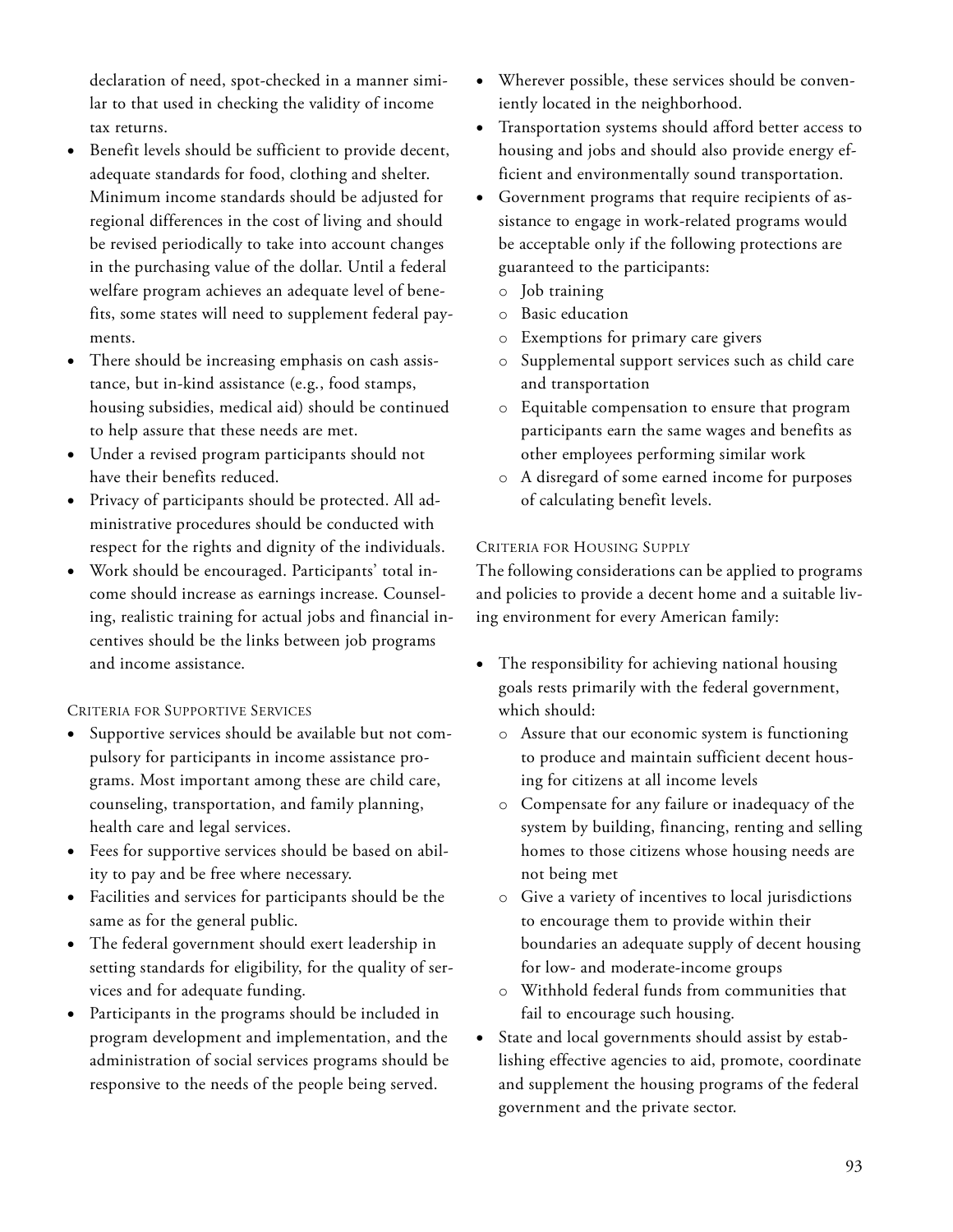declaration of need, spot-checked in a manner similar to that used in checking the validity of income tax returns.

- Benefit levels should be sufficient to provide decent, adequate standards for food, clothing and shelter. Minimum income standards should be adjusted for regional differences in the cost of living and should be revised periodically to take into account changes in the purchasing value of the dollar. Until a federal welfare program achieves an adequate level of benefits, some states will need to supplement federal payments.
- There should be increasing emphasis on cash assistance, but in-kind assistance (e.g., food stamps, housing subsidies, medical aid) should be continued to help assure that these needs are met.
- Under a revised program participants should not have their benefits reduced.
- Privacy of participants should be protected. All administrative procedures should be conducted with respect for the rights and dignity of the individuals.
- Work should be encouraged. Participants' total income should increase as earnings increase. Counseling, realistic training for actual jobs and financial incentives should be the links between job programs and income assistance.

### Criteria for Supportive Services

- Supportive services should be available but not compulsory for participants in income assistance programs. Most important among these are child care, counseling, transportation, and family planning, health care and legal services.
- Fees for supportive services should be based on ability to pay and be free where necessary.
- Facilities and services for participants should be the same as for the general public.
- The federal government should exert leadership in setting standards for eligibility, for the quality of services and for adequate funding.
- Participants in the programs should be included in program development and implementation, and the administration of social services programs should be responsive to the needs of the people being served.
- Wherever possible, these services should be conveniently located in the neighborhood.
- Transportation systems should afford better access to housing and jobs and should also provide energy efficient and environmentally sound transportation.
- Government programs that require recipients of assistance to engage in work-related programs would be acceptable only if the following protections are guaranteed to the participants:
  - Job training
  - Basic education
  - Exemptions for primary care givers
  - Supplemental support services such as child care and transportation
  - Equitable compensation to ensure that program participants earn the same wages and benefits as other employees performing similar work
  - A disregard of some earned income for purposes of calculating benefit levels.

### Criteria for Housing Supply

The following considerations can be applied to programs and policies to provide a decent home and a suitable living environment for every American family:

- The responsibility for achieving national housing goals rests primarily with the federal government, which should:
  - Assure that our economic system is functioning to produce and maintain sufficient decent housing for citizens at all income levels
  - Compensate for any failure or inadequacy of the system by building, financing, renting and selling homes to those citizens whose housing needs are not being met
  - Give a variety of incentives to local jurisdictions to encourage them to provide within their boundaries an adequate supply of decent housing for low- and moderate-income groups
  - Withhold federal funds from communities that fail to encourage such housing.
- State and local governments should assist by establishing effective agencies to aid, promote, coordinate and supplement the housing programs of the federal government and the private sector.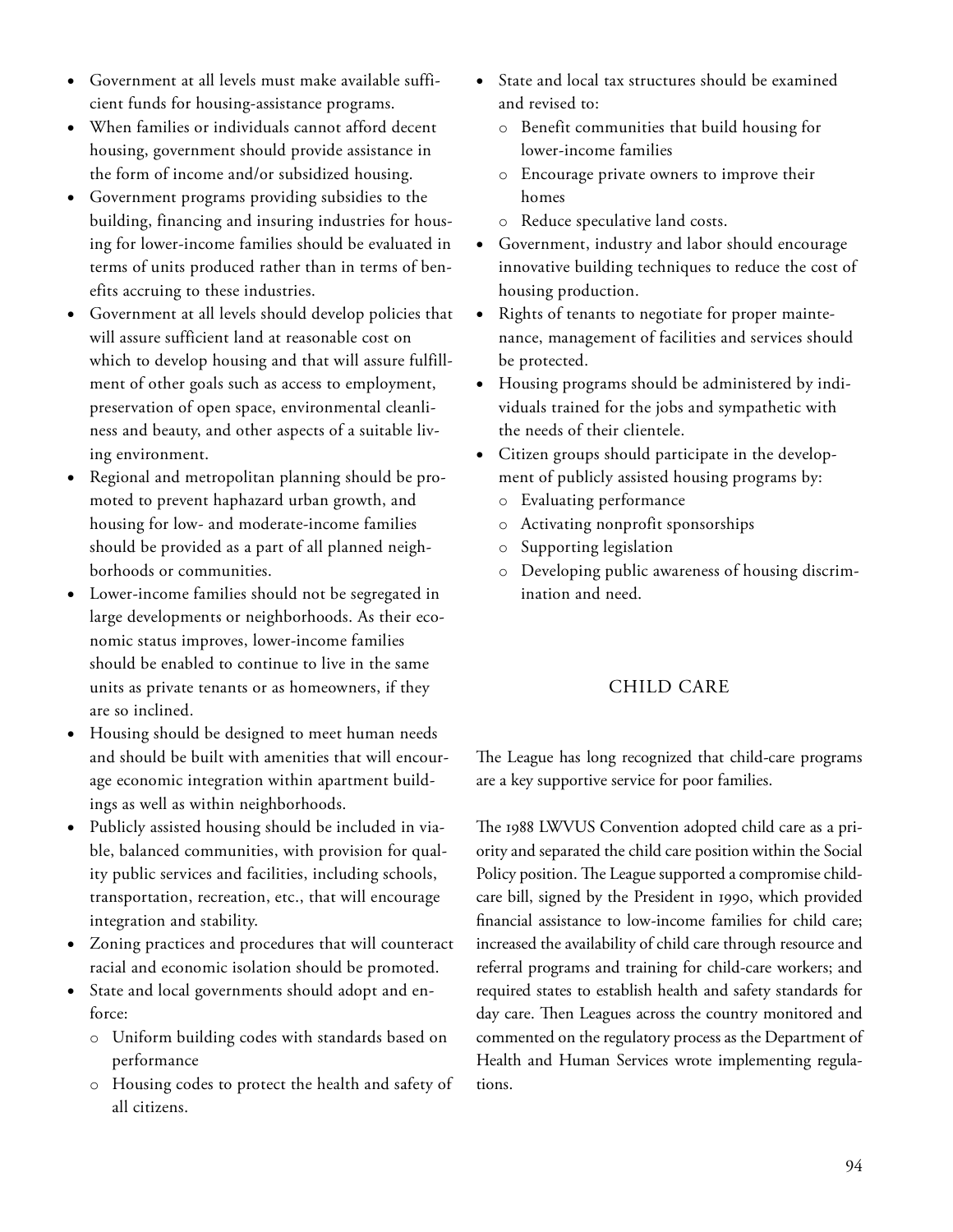- Government at all levels must make available sufficient funds for housing-assistance programs.
- When families or individuals cannot afford decent housing, government should provide assistance in the form of income and/or subsidized housing.
- Government programs providing subsidies to the building, financing and insuring industries for housing for lower-income families should be evaluated in terms of units produced rather than in terms of benefits accruing to these industries.
- Government at all levels should develop policies that will assure sufficient land at reasonable cost on which to develop housing and that will assure fulfillment of other goals such as access to employment, preservation of open space, environmental cleanliness and beauty, and other aspects of a suitable living environment.
- Regional and metropolitan planning should be promoted to prevent haphazard urban growth, and housing for low- and moderate-income families should be provided as a part of all planned neighborhoods or communities.
- Lower-income families should not be segregated in large developments or neighborhoods. As their economic status improves, lower-income families should be enabled to continue to live in the same units as private tenants or as homeowners, if they are so inclined.
- Housing should be designed to meet human needs and should be built with amenities that will encourage economic integration within apartment buildings as well as within neighborhoods.
- Publicly assisted housing should be included in viable, balanced communities, with provision for quality public services and facilities, including schools, transportation, recreation, etc., that will encourage integration and stability.
- Zoning practices and procedures that will counteract racial and economic isolation should be promoted.
- State and local governments should adopt and enforce:
  - Uniform building codes with standards based on performance
  - Housing codes to protect the health and safety of all citizens.
- State and local tax structures should be examined and revised to:
  - Benefit communities that build housing for lower-income families
  - Encourage private owners to improve their homes
  - Reduce speculative land costs.
- Government, industry and labor should encourage innovative building techniques to reduce the cost of housing production.
- Rights of tenants to negotiate for proper maintenance, management of facilities and services should be protected.
- Housing programs should be administered by individuals trained for the jobs and sympathetic with the needs of their clientele.
- Citizen groups should participate in the development of publicly assisted housing programs by:
  - Evaluating performance
  - Activating nonprofit sponsorships
  - Supporting legislation
  - Developing public awareness of housing discrimination and need.

## CHILD CARE

The League has long recognized that child-care programs are a key supportive service for poor families.

The 1988 LWVUS Convention adopted child care as a priority and separated the child care position within the Social Policy position. The League supported a compromise child-care bill, signed by the President in 1990, which provided financial assistance to low-income families for child care; increased the availability of child care through resource and referral programs and training for child-care workers; and required states to establish health and safety standards for day care. Then Leagues across the country monitored and commented on the regulatory process as the Department of Health and Human Services wrote implementing regulations.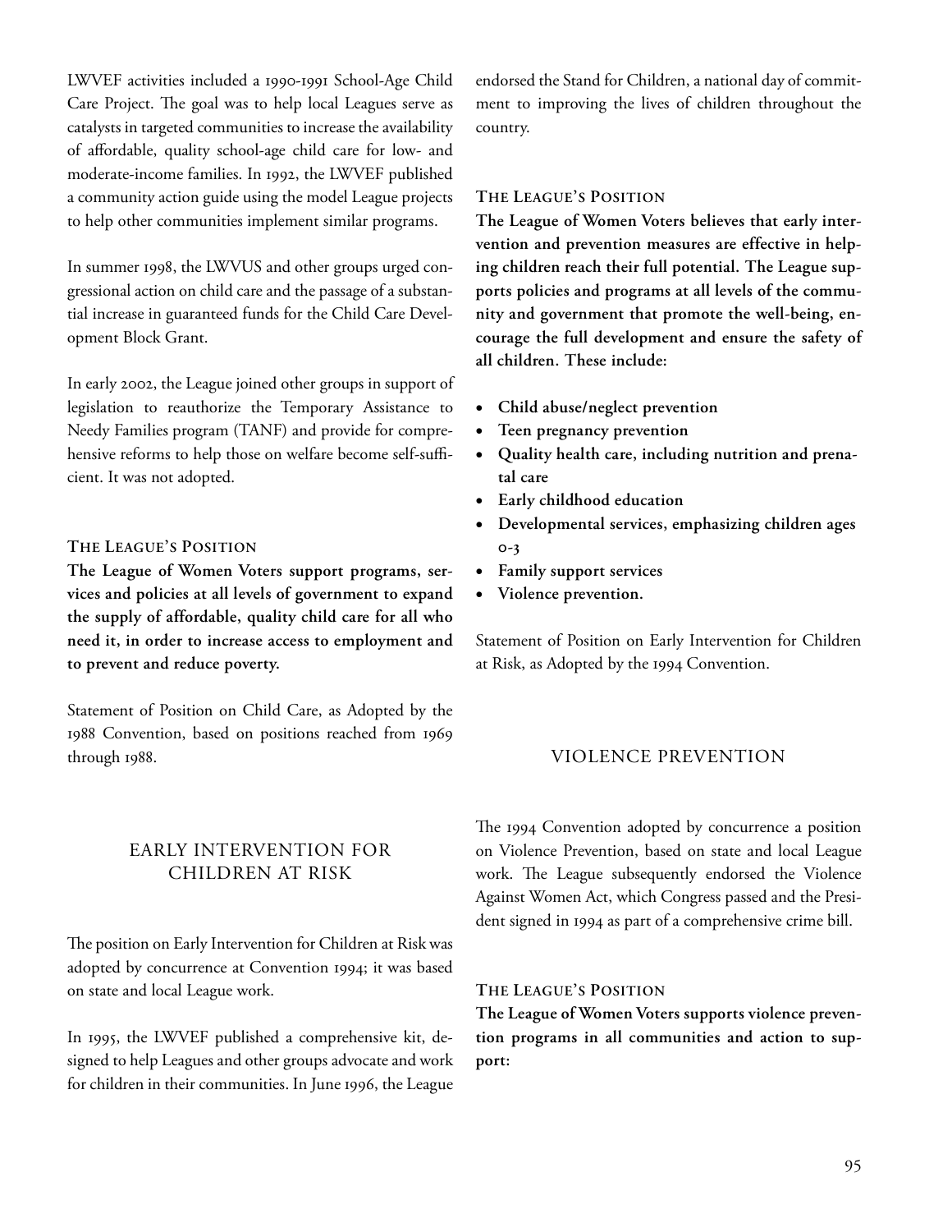LWVEF activities included a 1990-1991 School-Age Child Care Project. The goal was to help local Leagues serve as catalysts in targeted communities to increase the availability of affordable, quality school-age child care for low- and moderate-income families. In 1992, the LWVEF published a community action guide using the model League projects to help other communities implement similar programs.

In summer 1998, the LWVUS and other groups urged congressional action on child care and the passage of a substantial increase in guaranteed funds for the Child Care Development Block Grant.

In early 2002, the League joined other groups in support of legislation to reauthorize the Temporary Assistance to Needy Families program (TANF) and provide for comprehensive reforms to help those on welfare become self-sufficient. It was not adopted.

#### The League's Position

**The League of Women Voters support programs, services and policies at all levels of government to expand the supply of affordable, quality child care for all who need it, in order to increase access to employment and to prevent and reduce poverty.**

Statement of Position on Child Care, as Adopted by the 1988 Convention, based on positions reached from 1969 through 1988.

## EARLY INTERVENTION FOR CHILDREN AT RISK

The position on Early Intervention for Children at Risk was adopted by concurrence at Convention 1994; it was based on state and local League work.

In 1995, the LWVEF published a comprehensive kit, designed to help Leagues and other groups advocate and work for children in their communities. In June 1996, the League endorsed the Stand for Children, a national day of commitment to improving the lives of children throughout the country.

#### The League's Position

**The League of Women Voters believes that early intervention and prevention measures are effective in helping children reach their full potential. The League supports policies and programs at all levels of the community and government that promote the well-being, encourage the full development and ensure the safety of all children. These include:**

- **Child abuse/neglect prevention**
- **Teen pregnancy prevention**
- **Quality health care, including nutrition and prenatal care**
- **Early childhood education**
- **Developmental services, emphasizing children ages 0-3**
- **Family support services**
- **Violence prevention.**

Statement of Position on Early Intervention for Children at Risk, as Adopted by the 1994 Convention.

## VIOLENCE PREVENTION

The 1994 Convention adopted by concurrence a position on Violence Prevention, based on state and local League work. The League subsequently endorsed the Violence Against Women Act, which Congress passed and the President signed in 1994 as part of a comprehensive crime bill.

#### The League's Position

**The League of Women Voters supports violence prevention programs in all communities and action to support:**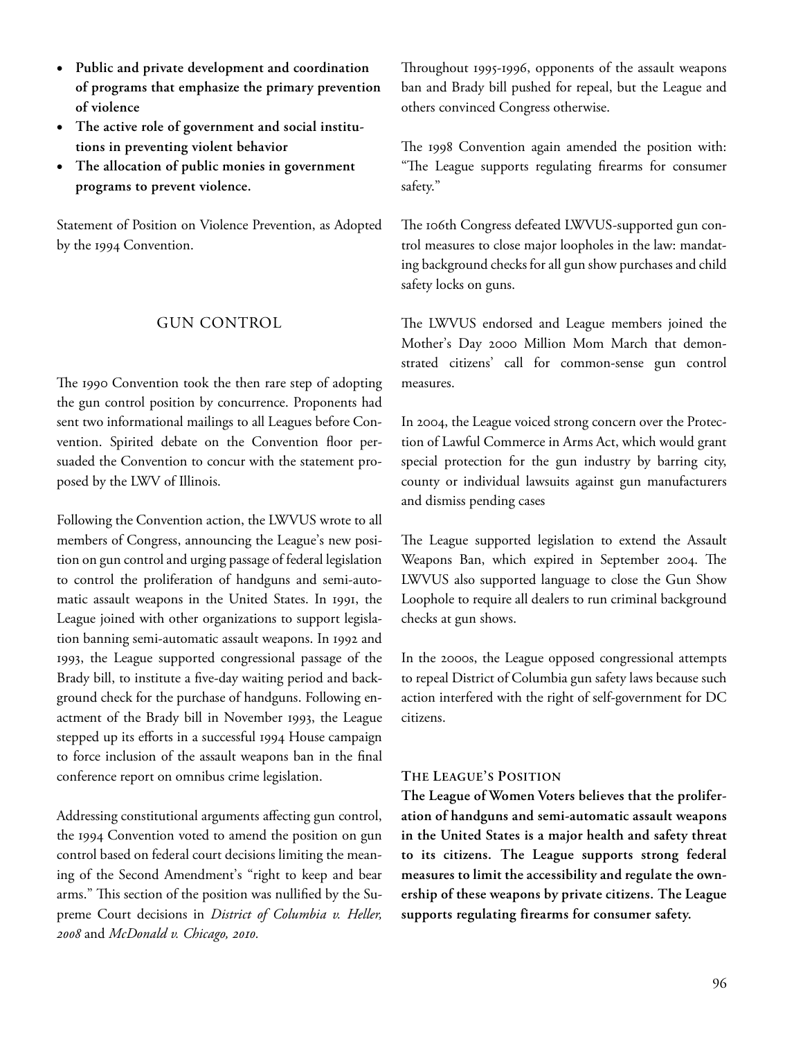- **Public and private development and coordination of programs that emphasize the primary prevention of violence**
- **The active role of government and social institutions in preventing violent behavior**
- **The allocation of public monies in government programs to prevent violence.**

Statement of Position on Violence Prevention, as Adopted by the 1994 Convention.

## GUN CONTROL

The 1990 Convention took the then rare step of adopting the gun control position by concurrence. Proponents had sent two informational mailings to all Leagues before Convention. Spirited debate on the Convention floor persuaded the Convention to concur with the statement proposed by the LWV of Illinois.

Following the Convention action, the LWVUS wrote to all members of Congress, announcing the League's new position on gun control and urging passage of federal legislation to control the proliferation of handguns and semi-automatic assault weapons in the United States. In 1991, the League joined with other organizations to support legislation banning semi-automatic assault weapons. In 1992 and 1993, the League supported congressional passage of the Brady bill, to institute a five-day waiting period and background check for the purchase of handguns. Following enactment of the Brady bill in November 1993, the League stepped up its efforts in a successful 1994 House campaign to force inclusion of the assault weapons ban in the final conference report on omnibus crime legislation.

Addressing constitutional arguments affecting gun control, the 1994 Convention voted to amend the position on gun control based on federal court decisions limiting the meaning of the Second Amendment's "right to keep and bear arms." This section of the position was nullified by the Supreme Court decisions in *District of Columbia v. Heller, 2008* and *McDonald v. Chicago, 2010.*

Throughout 1995-1996, opponents of the assault weapons ban and Brady bill pushed for repeal, but the League and others convinced Congress otherwise.

The 1998 Convention again amended the position with: "The League supports regulating firearms for consumer safety."

The 106th Congress defeated LWVUS-supported gun control measures to close major loopholes in the law: mandating background checks for all gun show purchases and child safety locks on guns.

The LWVUS endorsed and League members joined the Mother's Day 2000 Million Mom March that demonstrated citizens' call for common-sense gun control measures.

In 2004, the League voiced strong concern over the Protection of Lawful Commerce in Arms Act, which would grant special protection for the gun industry by barring city, county or individual lawsuits against gun manufacturers and dismiss pending cases

The League supported legislation to extend the Assault Weapons Ban, which expired in September 2004. The LWVUS also supported language to close the Gun Show Loophole to require all dealers to run criminal background checks at gun shows.

In the 2000s, the League opposed congressional attempts to repeal District of Columbia gun safety laws because such action interfered with the right of self-government for DC citizens.

### The League's Position

**The League of Women Voters believes that the proliferation of handguns and semi-automatic assault weapons in the United States is a major health and safety threat to its citizens. The League supports strong federal measures to limit the accessibility and regulate the ownership of these weapons by private citizens. The League supports regulating firearms for consumer safety.**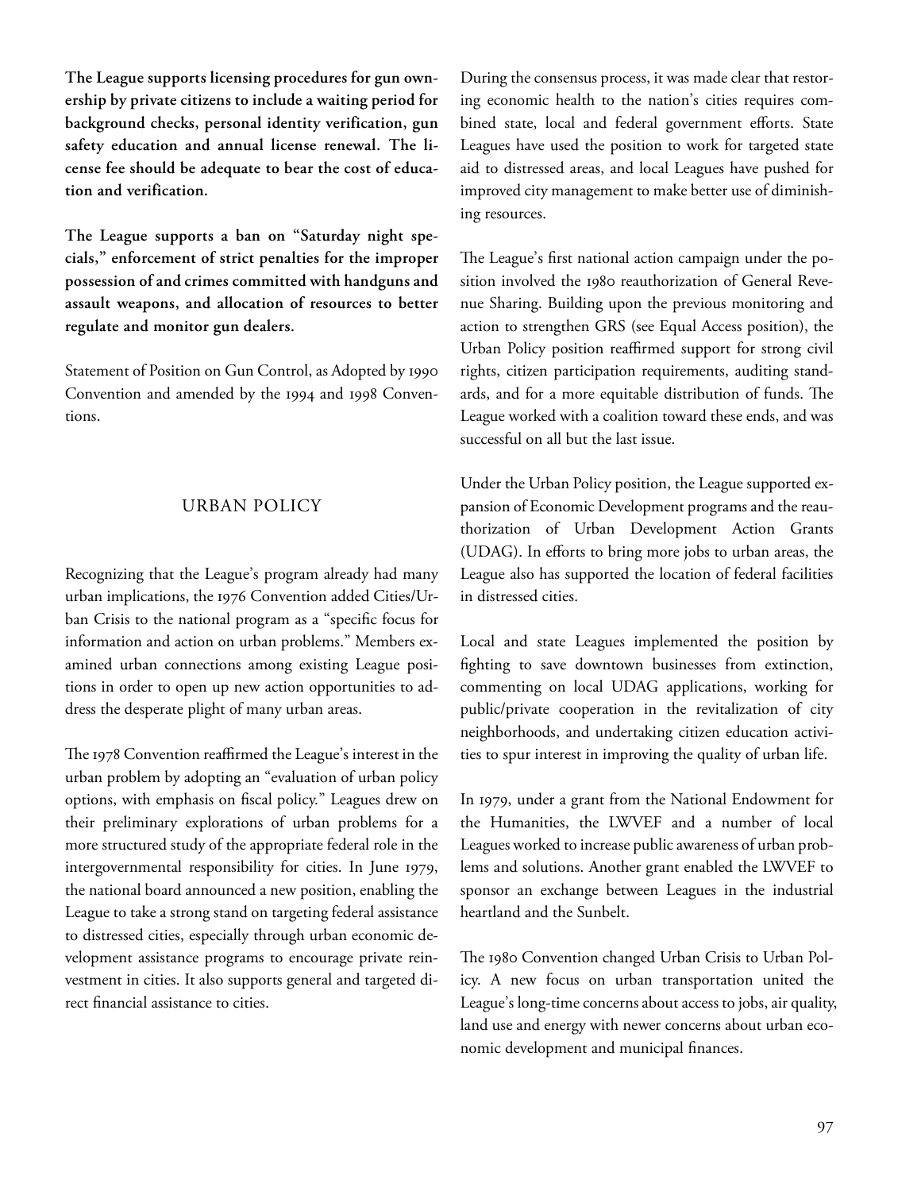**The League supports licensing procedures for gun ownership by private citizens to include a waiting period for background checks, personal identity verification, gun safety education and annual license renewal. The license fee should be adequate to bear the cost of education and verification.**

**The League supports a ban on "Saturday night specials," enforcement of strict penalties for the improper possession of and crimes committed with handguns and assault weapons, and allocation of resources to better regulate and monitor gun dealers.**

Statement of Position on Gun Control, as Adopted by 1990 Convention and amended by the 1994 and 1998 Conventions.

## URBAN POLICY

Recognizing that the League's program already had many urban implications, the 1976 Convention added Cities/Urban Crisis to the national program as a "specific focus for information and action on urban problems." Members examined urban connections among existing League positions in order to open up new action opportunities to address the desperate plight of many urban areas.

The 1978 Convention reaffirmed the League's interest in the urban problem by adopting an "evaluation of urban policy options, with emphasis on fiscal policy." Leagues drew on their preliminary explorations of urban problems for a more structured study of the appropriate federal role in the intergovernmental responsibility for cities. In June 1979, the national board announced a new position, enabling the League to take a strong stand on targeting federal assistance to distressed cities, especially through urban economic development assistance programs to encourage private reinvestment in cities. It also supports general and targeted direct financial assistance to cities.

During the consensus process, it was made clear that restoring economic health to the nation's cities requires combined state, local and federal government efforts. State Leagues have used the position to work for targeted state aid to distressed areas, and local Leagues have pushed for improved city management to make better use of diminishing resources.

The League's first national action campaign under the position involved the 1980 reauthorization of General Revenue Sharing. Building upon the previous monitoring and action to strengthen GRS (see Equal Access position), the Urban Policy position reaffirmed support for strong civil rights, citizen participation requirements, auditing standards, and for a more equitable distribution of funds. The League worked with a coalition toward these ends, and was successful on all but the last issue.

Under the Urban Policy position, the League supported expansion of Economic Development programs and the reauthorization of Urban Development Action Grants (UDAG). In efforts to bring more jobs to urban areas, the League also has supported the location of federal facilities in distressed cities.

Local and state Leagues implemented the position by fighting to save downtown businesses from extinction, commenting on local UDAG applications, working for public/private cooperation in the revitalization of city neighborhoods, and undertaking citizen education activities to spur interest in improving the quality of urban life.

In 1979, under a grant from the National Endowment for the Humanities, the LWVEF and a number of local Leagues worked to increase public awareness of urban problems and solutions. Another grant enabled the LWVEF to sponsor an exchange between Leagues in the industrial heartland and the Sunbelt.

The 1980 Convention changed Urban Crisis to Urban Policy. A new focus on urban transportation united the League's long-time concerns about access to jobs, air quality, land use and energy with newer concerns about urban economic development and municipal finances.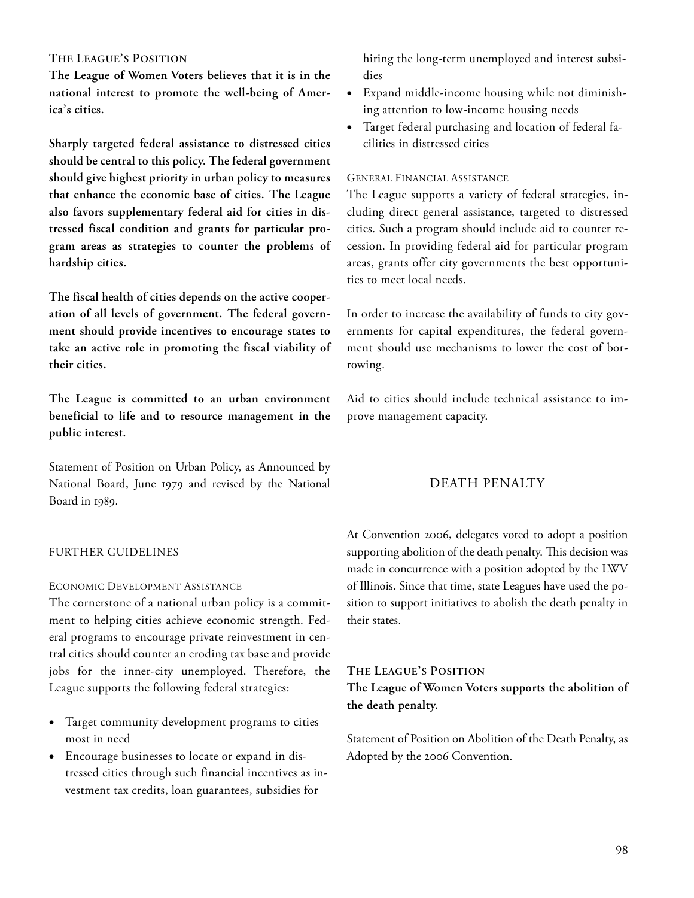### The League's Position

**The League of Women Voters believes that it is in the national interest to promote the well-being of America's cities.**

**Sharply targeted federal assistance to distressed cities should be central to this policy. The federal government should give highest priority in urban policy to measures that enhance the economic base of cities. The League also favors supplementary federal aid for cities in distressed fiscal condition and grants for particular program areas as strategies to counter the problems of hardship cities.**

**The fiscal health of cities depends on the active cooperation of all levels of government. The federal government should provide incentives to encourage states to take an active role in promoting the fiscal viability of their cities.**

**The League is committed to an urban environment beneficial to life and to resource management in the public interest.**

Statement of Position on Urban Policy, as Announced by National Board, June 1979 and revised by the National Board in 1989.

### Further Guidelines

#### Economic Development Assistance

The cornerstone of a national urban policy is a commitment to helping cities achieve economic strength. Federal programs to encourage private reinvestment in central cities should counter an eroding tax base and provide jobs for the inner-city unemployed. Therefore, the League supports the following federal strategies:

- Target community development programs to cities most in need
- Encourage businesses to locate or expand in distressed cities through such financial incentives as investment tax credits, loan guarantees, subsidies for hiring the long-term unemployed and interest subsidies
- Expand middle-income housing while not diminishing attention to low-income housing needs
- Target federal purchasing and location of federal facilities in distressed cities

#### General Financial Assistance

The League supports a variety of federal strategies, including direct general assistance, targeted to distressed cities. Such a program should include aid to counter recession. In providing federal aid for particular program areas, grants offer city governments the best opportunities to meet local needs.

In order to increase the availability of funds to city governments for capital expenditures, the federal government should use mechanisms to lower the cost of borrowing.

Aid to cities should include technical assistance to improve management capacity.

## Death Penalty

At Convention 2006, delegates voted to adopt a position supporting abolition of the death penalty. This decision was made in concurrence with a position adopted by the LWV of Illinois. Since that time, state Leagues have used the position to support initiatives to abolish the death penalty in their states.

### The League's Position

**The League of Women Voters supports the abolition of the death penalty.**

Statement of Position on Abolition of the Death Penalty, as Adopted by the 2006 Convention.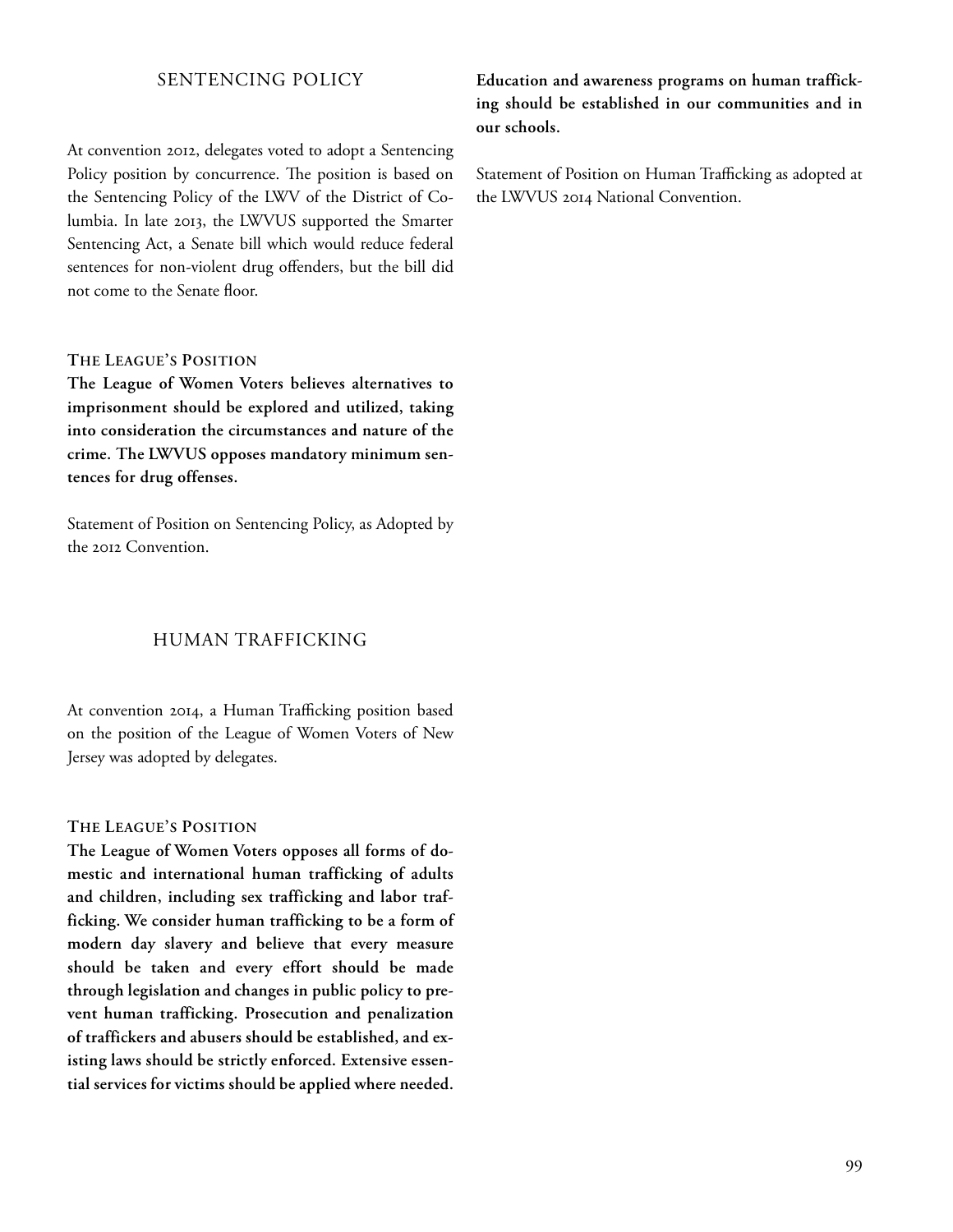## SENTENCING POLICY

At convention 2012, delegates voted to adopt a Sentencing Policy position by concurrence. The position is based on the Sentencing Policy of the LWV of the District of Columbia. In late 2013, the LWVUS supported the Smarter Sentencing Act, a Senate bill which would reduce federal sentences for non-violent drug offenders, but the bill did not come to the Senate floor.

### The League's Position

**The League of Women Voters believes alternatives to imprisonment should be explored and utilized, taking into consideration the circumstances and nature of the crime. The LWVUS opposes mandatory minimum sentences for drug offenses.**

Statement of Position on Sentencing Policy, as Adopted by the 2012 Convention.

## HUMAN TRAFFICKING

At convention 2014, a Human Trafficking position based on the position of the League of Women Voters of New Jersey was adopted by delegates.

### The League's Position

**The League of Women Voters opposes all forms of domestic and international human trafficking of adults and children, including sex trafficking and labor trafficking. We consider human trafficking to be a form of modern day slavery and believe that every measure should be taken and every effort should be made through legislation and changes in public policy to prevent human trafficking. Prosecution and penalization of traffickers and abusers should be established, and existing laws should be strictly enforced. Extensive essential services for victims should be applied where needed.**

**Education and awareness programs on human trafficking should be established in our communities and in our schools.**

Statement of Position on Human Trafficking as adopted at the LWVUS 2014 National Convention.